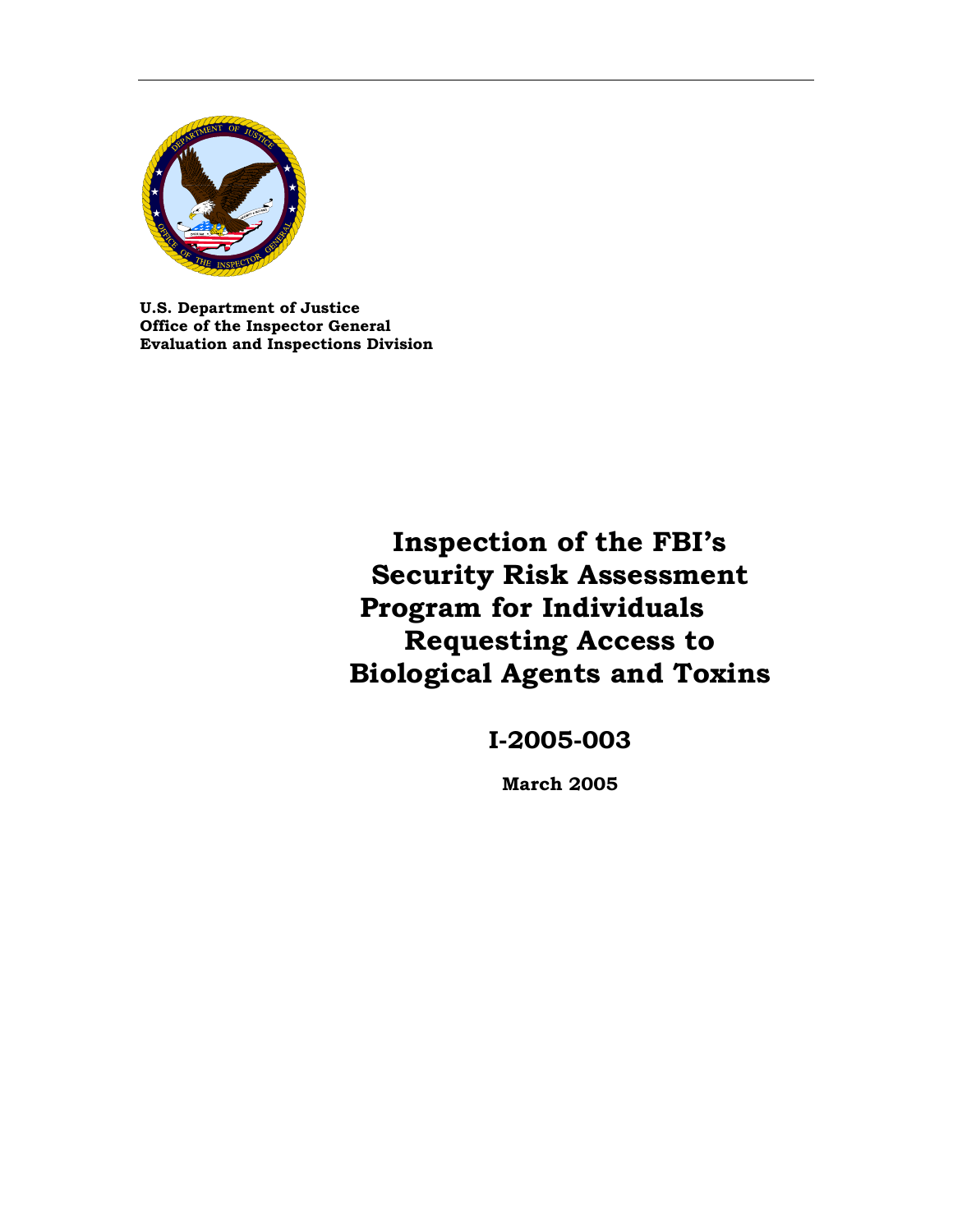**U.S. Department of Justice**
**Office of the Inspector General**
**Evaluation and Inspections Division**

# Inspection of the FBI's Security Risk Assessment Program for Individuals Requesting Access to Biological Agents and Toxins

## I-2005-003

**March 2005**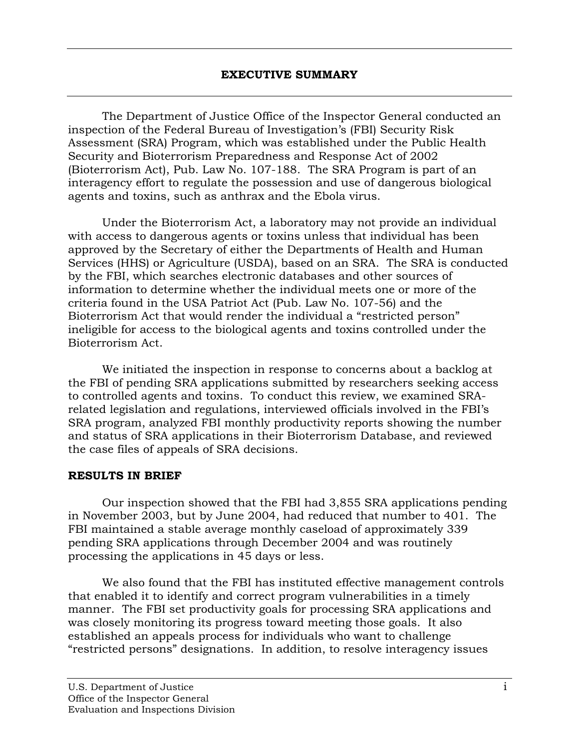# EXECUTIVE SUMMARY

The Department of Justice Office of the Inspector General conducted an inspection of the Federal Bureau of Investigation's (FBI) Security Risk Assessment (SRA) Program, which was established under the Public Health Security and Bioterrorism Preparedness and Response Act of 2002 (Bioterrorism Act), Pub. Law No. 107-188. The SRA Program is part of an interagency effort to regulate the possession and use of dangerous biological agents and toxins, such as anthrax and the Ebola virus.

Under the Bioterrorism Act, a laboratory may not provide an individual with access to dangerous agents or toxins unless that individual has been approved by the Secretary of either the Departments of Health and Human Services (HHS) or Agriculture (USDA), based on an SRA. The SRA is conducted by the FBI, which searches electronic databases and other sources of information to determine whether the individual meets one or more of the criteria found in the USA Patriot Act (Pub. Law No. 107-56) and the Bioterrorism Act that would render the individual a "restricted person" ineligible for access to the biological agents and toxins controlled under the Bioterrorism Act.

We initiated the inspection in response to concerns about a backlog at the FBI of pending SRA applications submitted by researchers seeking access to controlled agents and toxins. To conduct this review, we examined SRA-related legislation and regulations, interviewed officials involved in the FBI's SRA program, analyzed FBI monthly productivity reports showing the number and status of SRA applications in their Bioterrorism Database, and reviewed the case files of appeals of SRA decisions.

## RESULTS IN BRIEF

Our inspection showed that the FBI had 3,855 SRA applications pending in November 2003, but by June 2004, had reduced that number to 401. The FBI maintained a stable average monthly caseload of approximately 339 pending SRA applications through December 2004 and was routinely processing the applications in 45 days or less.

We also found that the FBI has instituted effective management controls that enabled it to identify and correct program vulnerabilities in a timely manner. The FBI set productivity goals for processing SRA applications and was closely monitoring its progress toward meeting those goals. It also established an appeals process for individuals who want to challenge "restricted persons" designations. In addition, to resolve interagency issues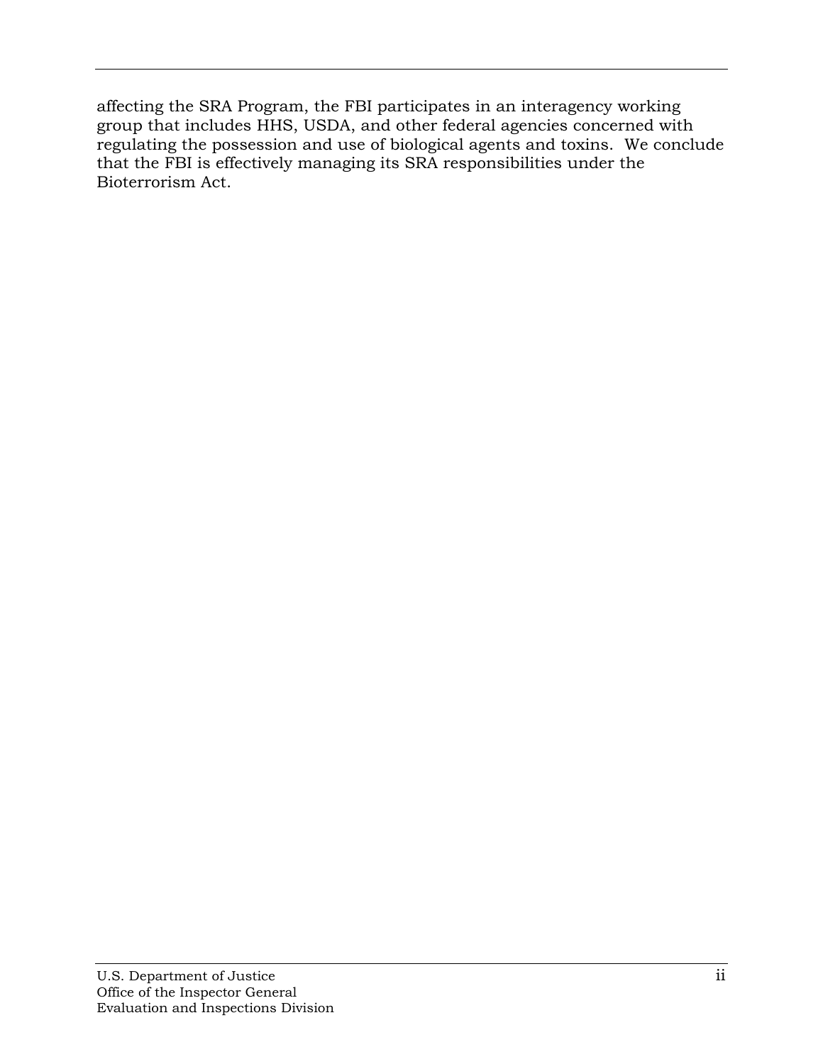affecting the SRA Program, the FBI participates in an interagency working group that includes HHS, USDA, and other federal agencies concerned with regulating the possession and use of biological agents and toxins. We conclude that the FBI is effectively managing its SRA responsibilities under the Bioterrorism Act.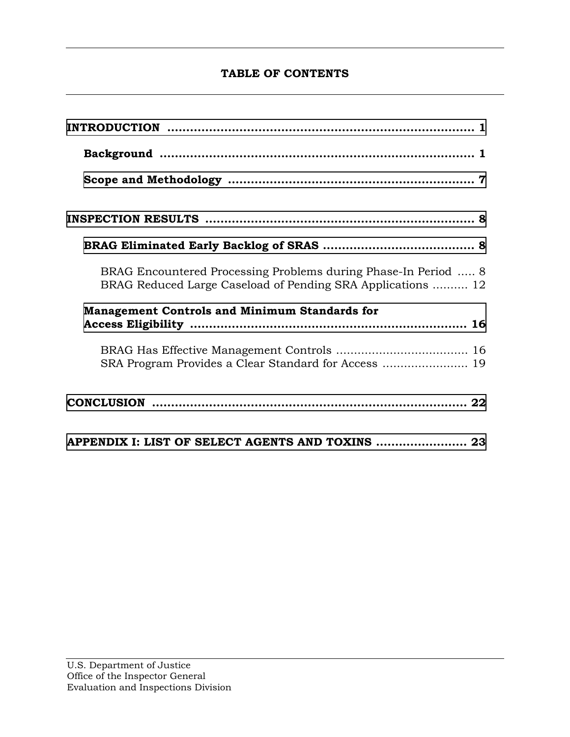# TABLE OF CONTENTS

**INTRODUCTION** ........................................................................ 1

**Background** ........................................................................ 1

**Scope and Methodology** ........................................................ 7

**INSPECTION RESULTS** ........................................................... 8

**BRAG Eliminated Early Backlog of SRAS** ................................... 8

BRAG Encountered Processing Problems during Phase-In Period ..... 8
BRAG Reduced Large Caseload of Pending SRA Applications .......... 12

**Management Controls and Minimum Standards for Access Eligibility** ........................................................................ 16

BRAG Has Effective Management Controls .................................... 16
SRA Program Provides a Clear Standard for Access ........................ 19

**CONCLUSION** ........................................................................ 22

**APPENDIX I: LIST OF SELECT AGENTS AND TOXINS** ........................ 23

U.S. Department of Justice
Office of the Inspector General
Evaluation and Inspections Division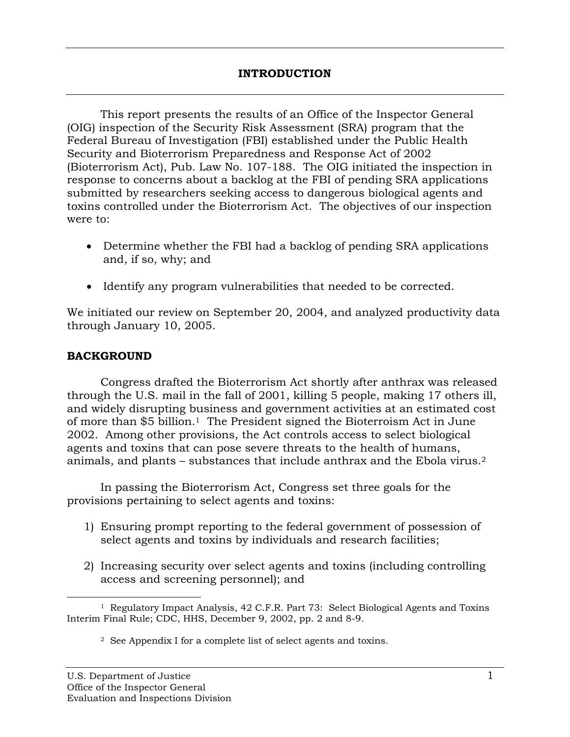# INTRODUCTION

This report presents the results of an Office of the Inspector General (OIG) inspection of the Security Risk Assessment (SRA) program that the Federal Bureau of Investigation (FBI) established under the Public Health Security and Bioterrorism Preparedness and Response Act of 2002 (Bioterrorism Act), Pub. Law No. 107-188. The OIG initiated the inspection in response to concerns about a backlog at the FBI of pending SRA applications submitted by researchers seeking access to dangerous biological agents and toxins controlled under the Bioterrorism Act. The objectives of our inspection were to:

- Determine whether the FBI had a backlog of pending SRA applications and, if so, why; and
- Identify any program vulnerabilities that needed to be corrected.

We initiated our review on September 20, 2004, and analyzed productivity data through January 10, 2005.

## BACKGROUND

Congress drafted the Bioterrorism Act shortly after anthrax was released through the U.S. mail in the fall of 2001, killing 5 people, making 17 others ill, and widely disrupting business and government activities at an estimated cost of more than $5 billion.[1] The President signed the Bioterroism Act in June 2002. Among other provisions, the Act controls access to select biological agents and toxins that can pose severe threats to the health of humans, animals, and plants – substances that include anthrax and the Ebola virus.[2]

In passing the Bioterrorism Act, Congress set three goals for the provisions pertaining to select agents and toxins:

1) Ensuring prompt reporting to the federal government of possession of select agents and toxins by individuals and research facilities;
2) Increasing security over select agents and toxins (including controlling access and screening personnel); and

---

[1] Regulatory Impact Analysis, 42 C.F.R. Part 73: Select Biological Agents and Toxins Interim Final Rule; CDC, HHS, December 9, 2002, pp. 2 and 8-9.

[2] See Appendix I for a complete list of select agents and toxins.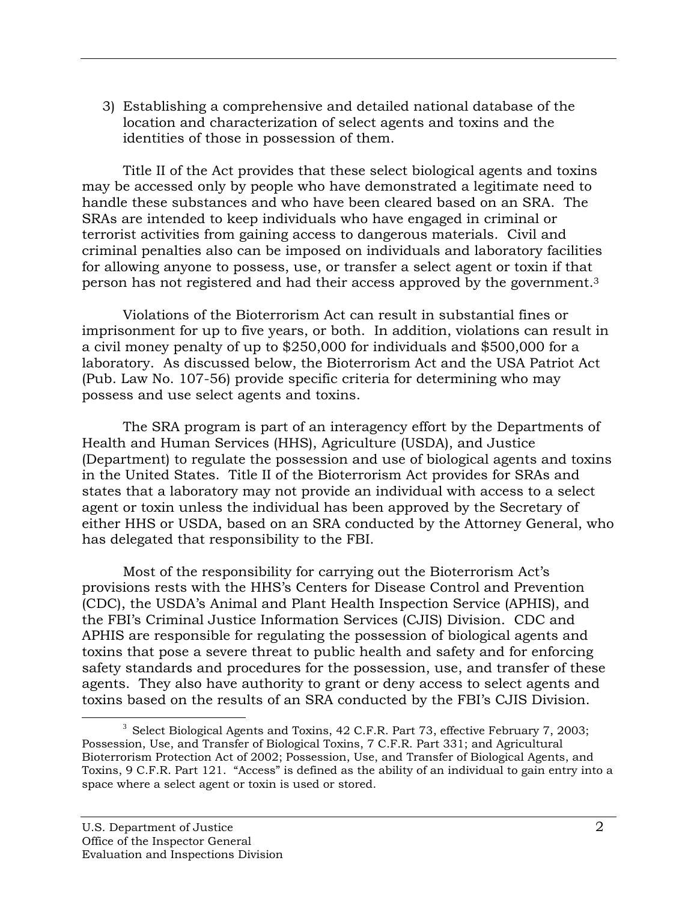3) Establishing a comprehensive and detailed national database of the location and characterization of select agents and toxins and the identities of those in possession of them.

Title II of the Act provides that these select biological agents and toxins may be accessed only by people who have demonstrated a legitimate need to handle these substances and who have been cleared based on an SRA. The SRAs are intended to keep individuals who have engaged in criminal or terrorist activities from gaining access to dangerous materials. Civil and criminal penalties also can be imposed on individuals and laboratory facilities for allowing anyone to possess, use, or transfer a select agent or toxin if that person has not registered and had their access approved by the government.[3]

Violations of the Bioterrorism Act can result in substantial fines or imprisonment for up to five years, or both. In addition, violations can result in a civil money penalty of up to $250,000 for individuals and $500,000 for a laboratory. As discussed below, the Bioterrorism Act and the USA Patriot Act (Pub. Law No. 107-56) provide specific criteria for determining who may possess and use select agents and toxins.

The SRA program is part of an interagency effort by the Departments of Health and Human Services (HHS), Agriculture (USDA), and Justice (Department) to regulate the possession and use of biological agents and toxins in the United States. Title II of the Bioterrorism Act provides for SRAs and states that a laboratory may not provide an individual with access to a select agent or toxin unless the individual has been approved by the Secretary of either HHS or USDA, based on an SRA conducted by the Attorney General, who has delegated that responsibility to the FBI.

Most of the responsibility for carrying out the Bioterrorism Act's provisions rests with the HHS's Centers for Disease Control and Prevention (CDC), the USDA's Animal and Plant Health Inspection Service (APHIS), and the FBI's Criminal Justice Information Services (CJIS) Division. CDC and APHIS are responsible for regulating the possession of biological agents and toxins that pose a severe threat to public health and safety and for enforcing safety standards and procedures for the possession, use, and transfer of these agents. They also have authority to grant or deny access to select agents and toxins based on the results of an SRA conducted by the FBI's CJIS Division.

---

[3] Select Biological Agents and Toxins, 42 C.F.R. Part 73, effective February 7, 2003; Possession, Use, and Transfer of Biological Toxins, 7 C.F.R. Part 331; and Agricultural Bioterrorism Protection Act of 2002; Possession, Use, and Transfer of Biological Agents, and Toxins, 9 C.F.R. Part 121. "Access" is defined as the ability of an individual to gain entry into a space where a select agent or toxin is used or stored.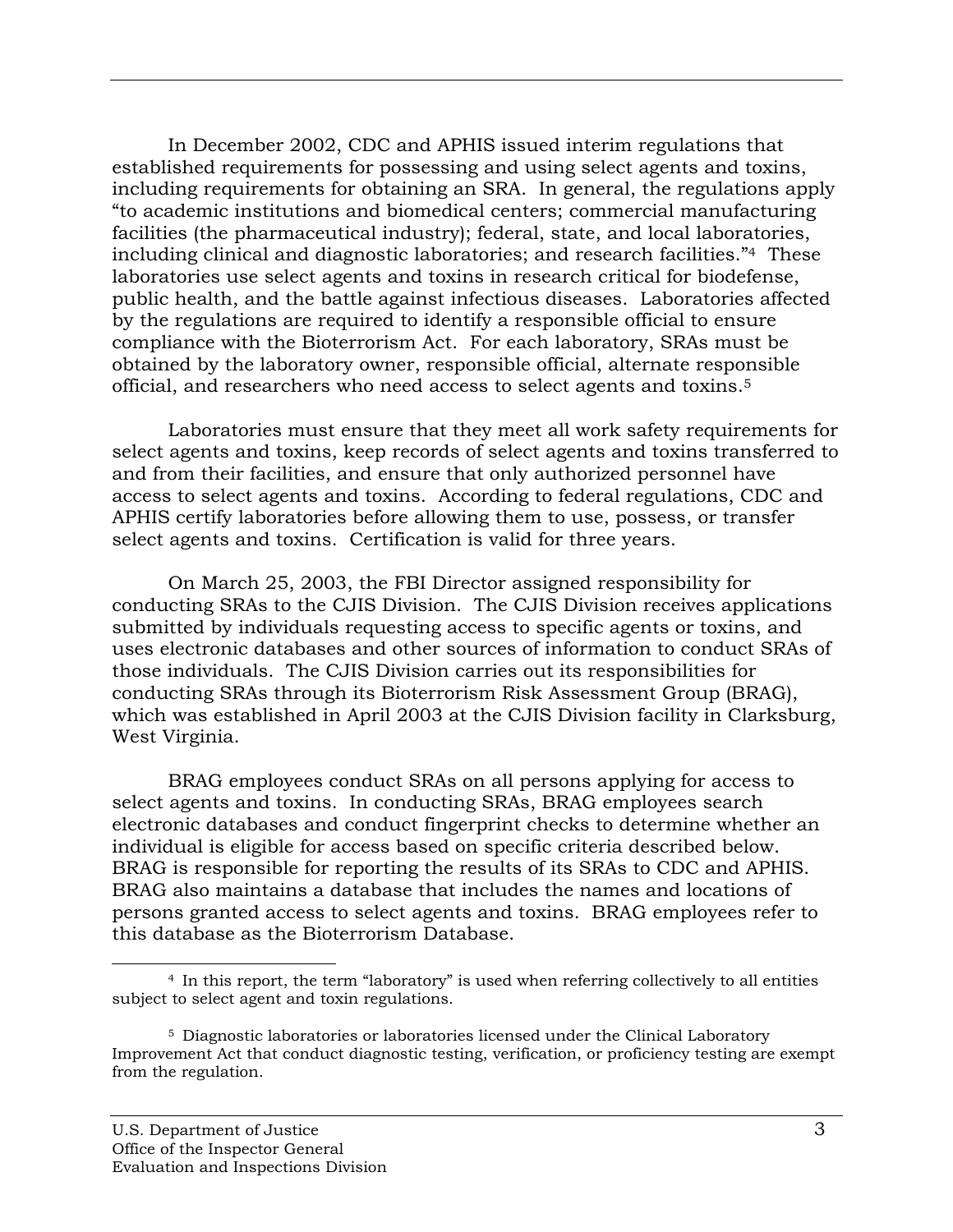In December 2002, CDC and APHIS issued interim regulations that established requirements for possessing and using select agents and toxins, including requirements for obtaining an SRA. In general, the regulations apply "to academic institutions and biomedical centers; commercial manufacturing facilities (the pharmaceutical industry); federal, state, and local laboratories, including clinical and diagnostic laboratories; and research facilities."[4] These laboratories use select agents and toxins in research critical for biodefense, public health, and the battle against infectious diseases. Laboratories affected by the regulations are required to identify a responsible official to ensure compliance with the Bioterrorism Act. For each laboratory, SRAs must be obtained by the laboratory owner, responsible official, alternate responsible official, and researchers who need access to select agents and toxins.[5]

Laboratories must ensure that they meet all work safety requirements for select agents and toxins, keep records of select agents and toxins transferred to and from their facilities, and ensure that only authorized personnel have access to select agents and toxins. According to federal regulations, CDC and APHIS certify laboratories before allowing them to use, possess, or transfer select agents and toxins. Certification is valid for three years.

On March 25, 2003, the FBI Director assigned responsibility for conducting SRAs to the CJIS Division. The CJIS Division receives applications submitted by individuals requesting access to specific agents or toxins, and uses electronic databases and other sources of information to conduct SRAs of those individuals. The CJIS Division carries out its responsibilities for conducting SRAs through its Bioterrorism Risk Assessment Group (BRAG), which was established in April 2003 at the CJIS Division facility in Clarksburg, West Virginia.

BRAG employees conduct SRAs on all persons applying for access to select agents and toxins. In conducting SRAs, BRAG employees search electronic databases and conduct fingerprint checks to determine whether an individual is eligible for access based on specific criteria described below. BRAG is responsible for reporting the results of its SRAs to CDC and APHIS. BRAG also maintains a database that includes the names and locations of persons granted access to select agents and toxins. BRAG employees refer to this database as the Bioterrorism Database.

---

[4] In this report, the term "laboratory" is used when referring collectively to all entities subject to select agent and toxin regulations.

[5] Diagnostic laboratories or laboratories licensed under the Clinical Laboratory Improvement Act that conduct diagnostic testing, verification, or proficiency testing are exempt from the regulation.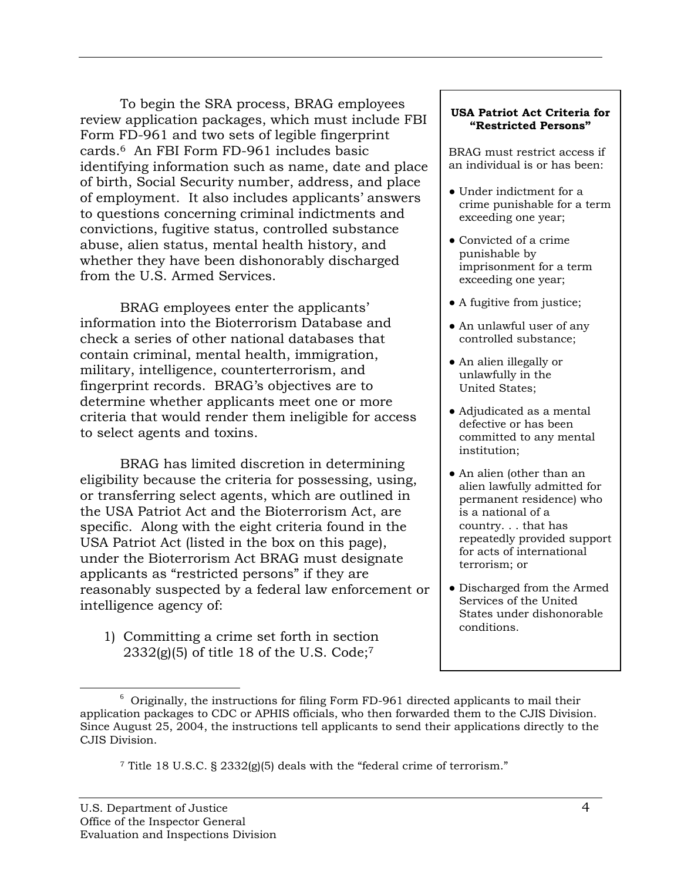To begin the SRA process, BRAG employees review application packages, which must include FBI Form FD-961 and two sets of legible fingerprint cards.[6] An FBI Form FD-961 includes basic identifying information such as name, date and place of birth, Social Security number, address, and place of employment. It also includes applicants' answers to questions concerning criminal indictments and convictions, fugitive status, controlled substance abuse, alien status, mental health history, and whether they have been dishonorably discharged from the U.S. Armed Services.

BRAG employees enter the applicants' information into the Bioterrorism Database and check a series of other national databases that contain criminal, mental health, immigration, military, intelligence, counterterrorism, and fingerprint records. BRAG's objectives are to determine whether applicants meet one or more criteria that would render them ineligible for access to select agents and toxins.

BRAG has limited discretion in determining eligibility because the criteria for possessing, using, or transferring select agents, which are outlined in the USA Patriot Act and the Bioterrorism Act, are specific. Along with the eight criteria found in the USA Patriot Act (listed in the box on this page), under the Bioterrorism Act BRAG must designate applicants as "restricted persons" if they are reasonably suspected by a federal law enforcement or intelligence agency of:

1) Committing a crime set forth in section 2332(g)(5) of title 18 of the U.S. Code;[7]

> **USA Patriot Act Criteria for "Restricted Persons"**
>
> BRAG must restrict access if an individual is or has been:
>
> - Under indictment for a crime punishable for a term exceeding one year;
> - Convicted of a crime punishable by imprisonment for a term exceeding one year;
> - A fugitive from justice;
> - An unlawful user of any controlled substance;
> - An alien illegally or unlawfully in the United States;
> - Adjudicated as a mental defective or has been committed to any mental institution;
> - An alien (other than an alien lawfully admitted for permanent residence) who is a national of a country. . . that has repeatedly provided support for acts of international terrorism; or
> - Discharged from the Armed Services of the United States under dishonorable conditions.

---

[6] Originally, the instructions for filing Form FD-961 directed applicants to mail their application packages to CDC or APHIS officials, who then forwarded them to the CJIS Division. Since August 25, 2004, the instructions tell applicants to send their applications directly to the CJIS Division.

[7] Title 18 U.S.C. § 2332(g)(5) deals with the "federal crime of terrorism."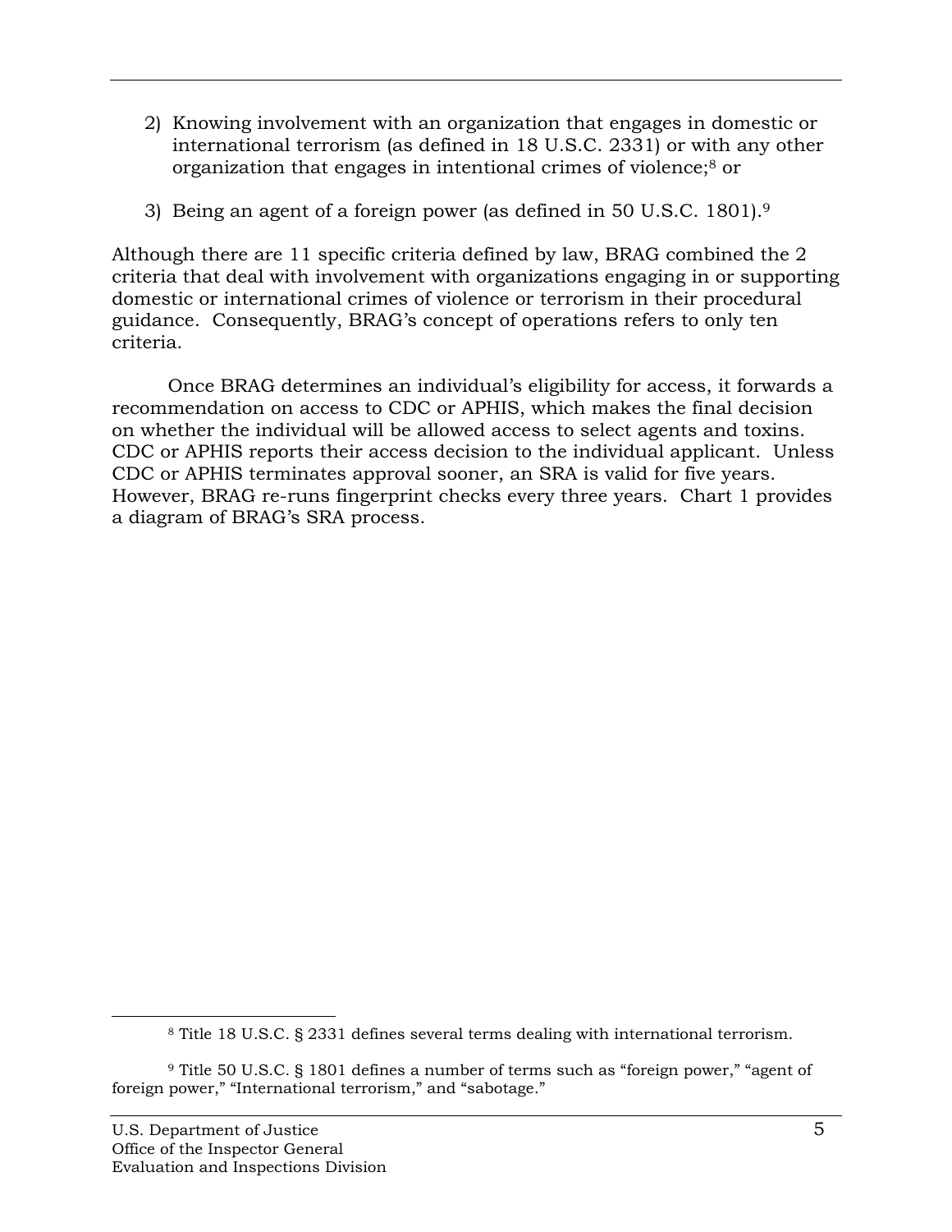2) Knowing involvement with an organization that engages in domestic or international terrorism (as defined in 18 U.S.C. 2331) or with any other organization that engages in intentional crimes of violence;[8] or

3) Being an agent of a foreign power (as defined in 50 U.S.C. 1801).[9]

Although there are 11 specific criteria defined by law, BRAG combined the 2 criteria that deal with involvement with organizations engaging in or supporting domestic or international crimes of violence or terrorism in their procedural guidance. Consequently, BRAG's concept of operations refers to only ten criteria.

Once BRAG determines an individual's eligibility for access, it forwards a recommendation on access to CDC or APHIS, which makes the final decision on whether the individual will be allowed access to select agents and toxins. CDC or APHIS reports their access decision to the individual applicant. Unless CDC or APHIS terminates approval sooner, an SRA is valid for five years. However, BRAG re-runs fingerprint checks every three years. Chart 1 provides a diagram of BRAG's SRA process.

---

[8] Title 18 U.S.C. § 2331 defines several terms dealing with international terrorism.

[9] Title 50 U.S.C. § 1801 defines a number of terms such as "foreign power," "agent of foreign power," "International terrorism," and "sabotage."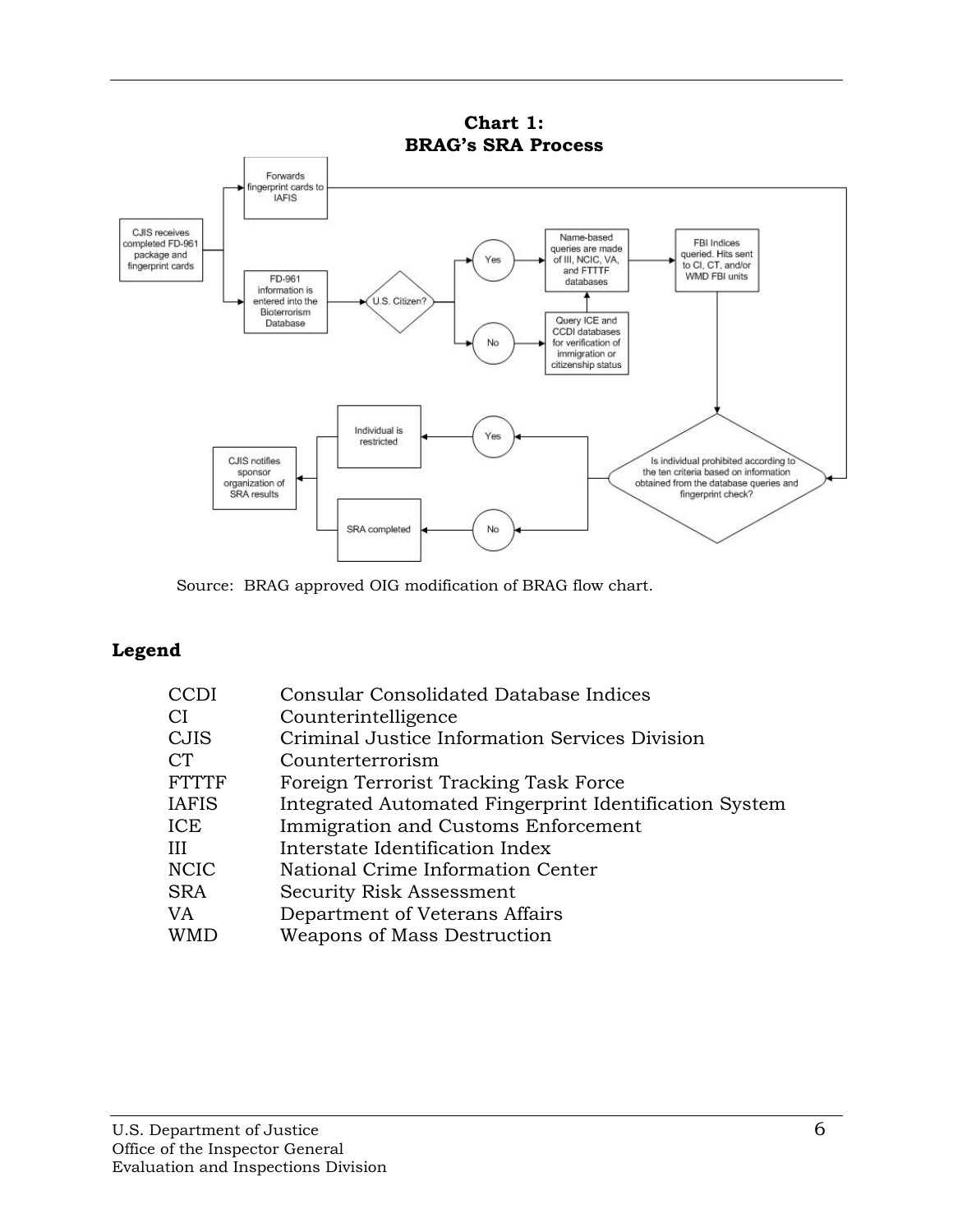**Chart 1: BRAG's SRA Process**

Source: BRAG approved OIG modification of BRAG flow chart.

## Legend

| | |
|---|---|
| CCDI | Consular Consolidated Database Indices |
| CI | Counterintelligence |
| CJIS | Criminal Justice Information Services Division |
| CT | Counterterrorism |
| FTTTF | Foreign Terrorist Tracking Task Force |
| IAFIS | Integrated Automated Fingerprint Identification System |
| ICE | Immigration and Customs Enforcement |
| III | Interstate Identification Index |
| NCIC | National Crime Information Center |
| SRA | Security Risk Assessment |
| VA | Department of Veterans Affairs |
| WMD | Weapons of Mass Destruction |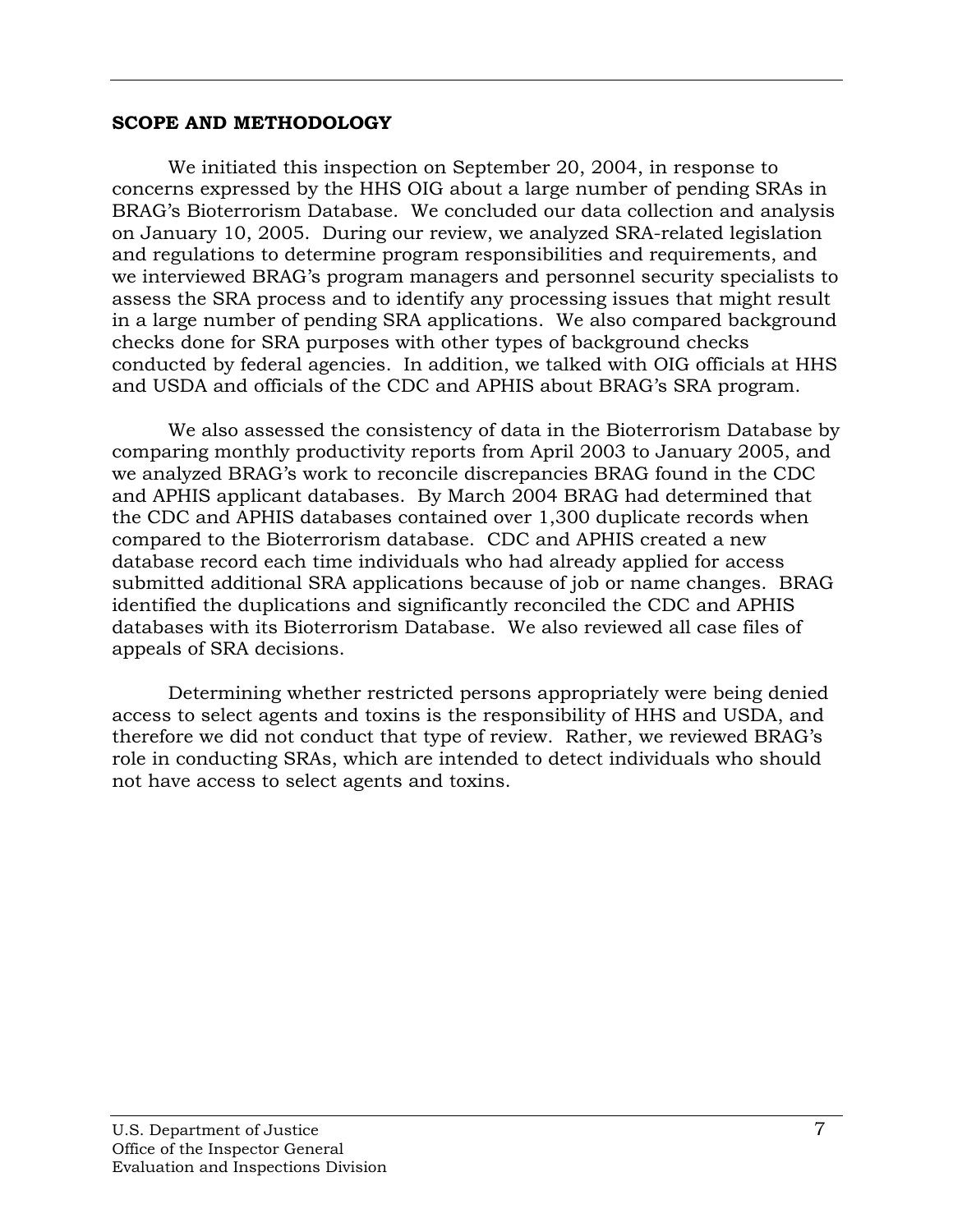## SCOPE AND METHODOLOGY

We initiated this inspection on September 20, 2004, in response to concerns expressed by the HHS OIG about a large number of pending SRAs in BRAG's Bioterrorism Database. We concluded our data collection and analysis on January 10, 2005. During our review, we analyzed SRA-related legislation and regulations to determine program responsibilities and requirements, and we interviewed BRAG's program managers and personnel security specialists to assess the SRA process and to identify any processing issues that might result in a large number of pending SRA applications. We also compared background checks done for SRA purposes with other types of background checks conducted by federal agencies. In addition, we talked with OIG officials at HHS and USDA and officials of the CDC and APHIS about BRAG's SRA program.

We also assessed the consistency of data in the Bioterrorism Database by comparing monthly productivity reports from April 2003 to January 2005, and we analyzed BRAG's work to reconcile discrepancies BRAG found in the CDC and APHIS applicant databases. By March 2004 BRAG had determined that the CDC and APHIS databases contained over 1,300 duplicate records when compared to the Bioterrorism database. CDC and APHIS created a new database record each time individuals who had already applied for access submitted additional SRA applications because of job or name changes. BRAG identified the duplications and significantly reconciled the CDC and APHIS databases with its Bioterrorism Database. We also reviewed all case files of appeals of SRA decisions.

Determining whether restricted persons appropriately were being denied access to select agents and toxins is the responsibility of HHS and USDA, and therefore we did not conduct that type of review. Rather, we reviewed BRAG's role in conducting SRAs, which are intended to detect individuals who should not have access to select agents and toxins.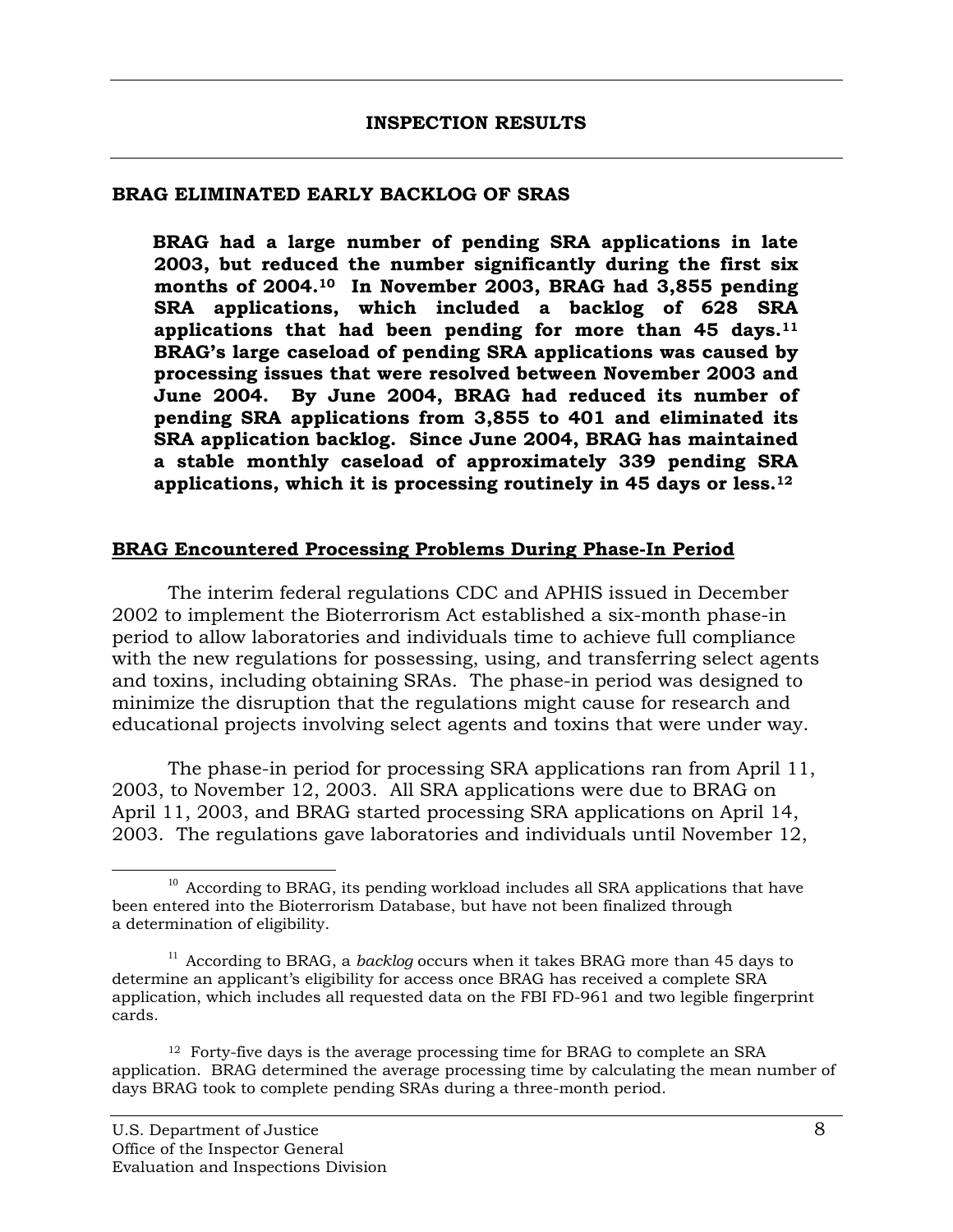# INSPECTION RESULTS

## BRAG ELIMINATED EARLY BACKLOG OF SRAS

**BRAG had a large number of pending SRA applications in late 2003, but reduced the number significantly during the first six months of 2004.[10] In November 2003, BRAG had 3,855 pending SRA applications, which included a backlog of 628 SRA applications that had been pending for more than 45 days.[11] BRAG's large caseload of pending SRA applications was caused by processing issues that were resolved between November 2003 and June 2004. By June 2004, BRAG had reduced its number of pending SRA applications from 3,855 to 401 and eliminated its SRA application backlog. Since June 2004, BRAG has maintained a stable monthly caseload of approximately 339 pending SRA applications, which it is processing routinely in 45 days or less.[12]**

### BRAG Encountered Processing Problems During Phase-In Period

The interim federal regulations CDC and APHIS issued in December 2002 to implement the Bioterrorism Act established a six-month phase-in period to allow laboratories and individuals time to achieve full compliance with the new regulations for possessing, using, and transferring select agents and toxins, including obtaining SRAs. The phase-in period was designed to minimize the disruption that the regulations might cause for research and educational projects involving select agents and toxins that were under way.

The phase-in period for processing SRA applications ran from April 11, 2003, to November 12, 2003. All SRA applications were due to BRAG on April 11, 2003, and BRAG started processing SRA applications on April 14, 2003. The regulations gave laboratories and individuals until November 12,

---

[10] According to BRAG, its pending workload includes all SRA applications that have been entered into the Bioterrorism Database, but have not been finalized through a determination of eligibility.

[11] According to BRAG, a *backlog* occurs when it takes BRAG more than 45 days to determine an applicant's eligibility for access once BRAG has received a complete SRA application, which includes all requested data on the FBI FD-961 and two legible fingerprint cards.

[12] Forty-five days is the average processing time for BRAG to complete an SRA application. BRAG determined the average processing time by calculating the mean number of days BRAG took to complete pending SRAs during a three-month period.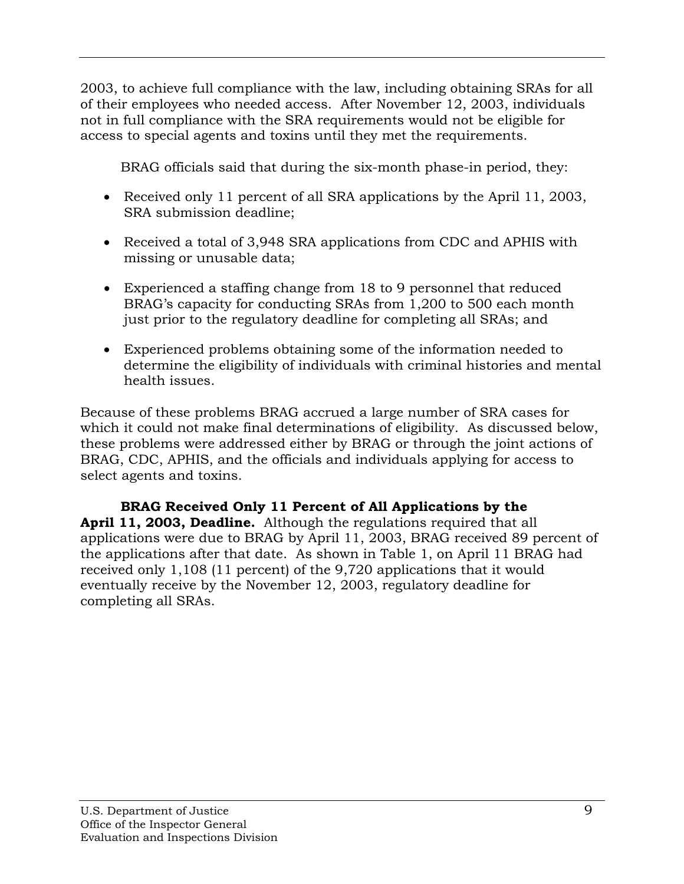2003, to achieve full compliance with the law, including obtaining SRAs for all of their employees who needed access. After November 12, 2003, individuals not in full compliance with the SRA requirements would not be eligible for access to special agents and toxins until they met the requirements.

BRAG officials said that during the six-month phase-in period, they:

- Received only 11 percent of all SRA applications by the April 11, 2003, SRA submission deadline;
- Received a total of 3,948 SRA applications from CDC and APHIS with missing or unusable data;
- Experienced a staffing change from 18 to 9 personnel that reduced BRAG's capacity for conducting SRAs from 1,200 to 500 each month just prior to the regulatory deadline for completing all SRAs; and
- Experienced problems obtaining some of the information needed to determine the eligibility of individuals with criminal histories and mental health issues.

Because of these problems BRAG accrued a large number of SRA cases for which it could not make final determinations of eligibility. As discussed below, these problems were addressed either by BRAG or through the joint actions of BRAG, CDC, APHIS, and the officials and individuals applying for access to select agents and toxins.

**BRAG Received Only 11 Percent of All Applications by the April 11, 2003, Deadline.** Although the regulations required that all applications were due to BRAG by April 11, 2003, BRAG received 89 percent of the applications after that date. As shown in Table 1, on April 11 BRAG had received only 1,108 (11 percent) of the 9,720 applications that it would eventually receive by the November 12, 2003, regulatory deadline for completing all SRAs.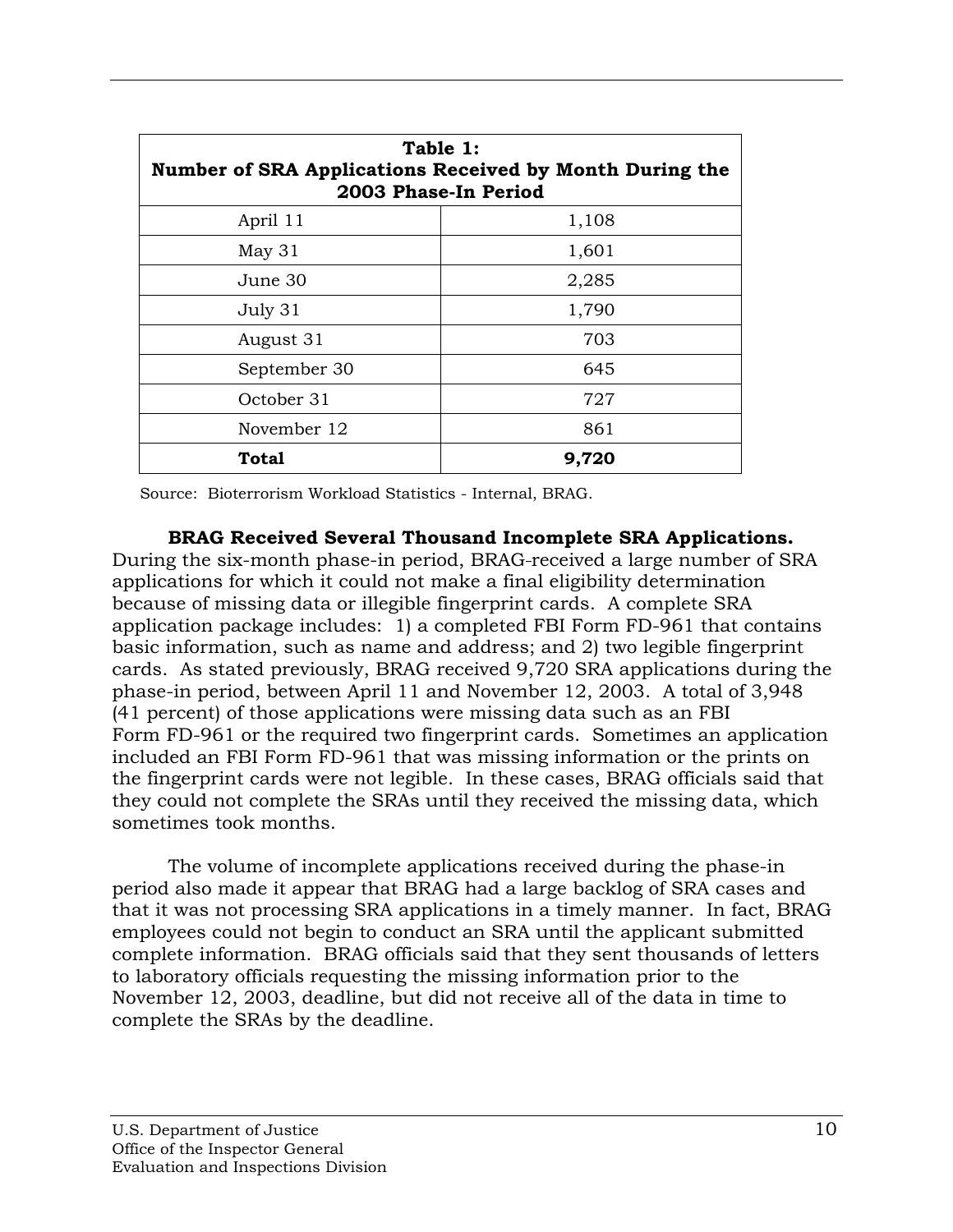| Table 1: Number of SRA Applications Received by Month During the 2003 Phase-In Period | |
|---|---|
| April 11 | 1,108 |
| May 31 | 1,601 |
| June 30 | 2,285 |
| July 31 | 1,790 |
| August 31 | 703 |
| September 30 | 645 |
| October 31 | 727 |
| November 12 | 861 |
| **Total** | **9,720** |

Source: Bioterrorism Workload Statistics - Internal, BRAG.

**BRAG Received Several Thousand Incomplete SRA Applications.** During the six-month phase-in period, BRAG received a large number of SRA applications for which it could not make a final eligibility determination because of missing data or illegible fingerprint cards. A complete SRA application package includes: 1) a completed FBI Form FD-961 that contains basic information, such as name and address; and 2) two legible fingerprint cards. As stated previously, BRAG received 9,720 SRA applications during the phase-in period, between April 11 and November 12, 2003. A total of 3,948 (41 percent) of those applications were missing data such as an FBI Form FD-961 or the required two fingerprint cards. Sometimes an application included an FBI Form FD-961 that was missing information or the prints on the fingerprint cards were not legible. In these cases, BRAG officials said that they could not complete the SRAs until they received the missing data, which sometimes took months.

The volume of incomplete applications received during the phase-in period also made it appear that BRAG had a large backlog of SRA cases and that it was not processing SRA applications in a timely manner. In fact, BRAG employees could not begin to conduct an SRA until the applicant submitted complete information. BRAG officials said that they sent thousands of letters to laboratory officials requesting the missing information prior to the November 12, 2003, deadline, but did not receive all of the data in time to complete the SRAs by the deadline.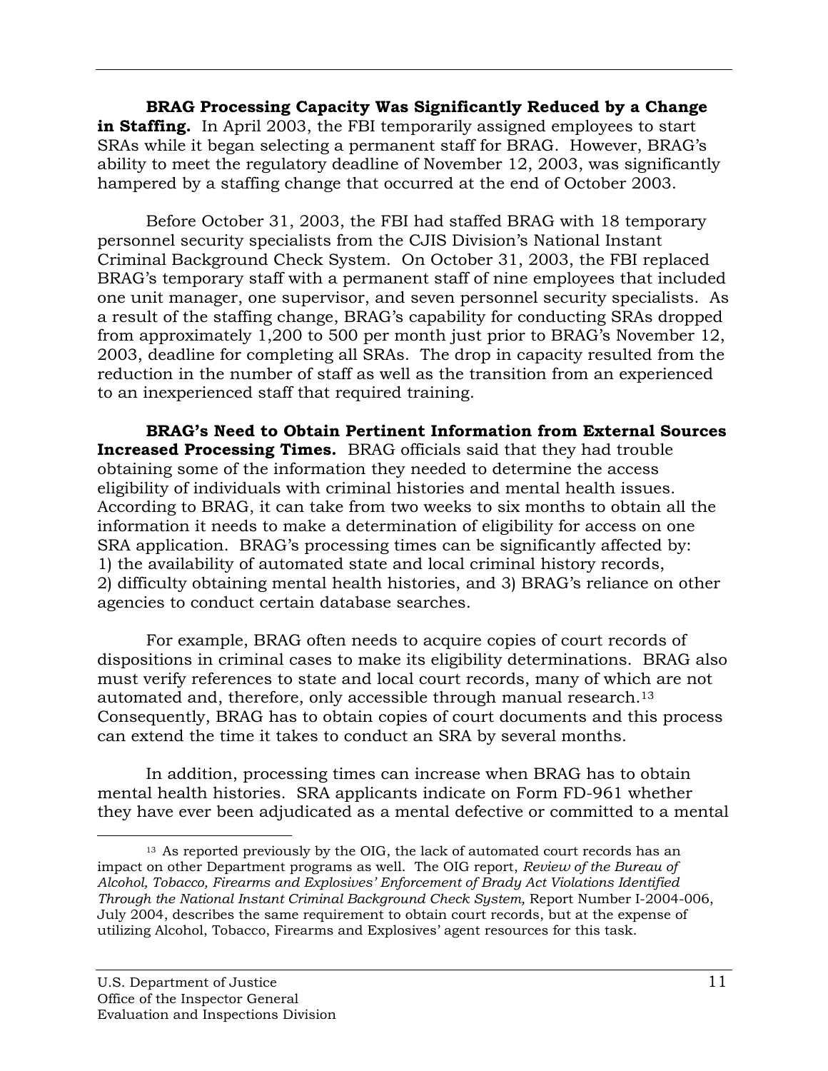**BRAG Processing Capacity Was Significantly Reduced by a Change in Staffing.** In April 2003, the FBI temporarily assigned employees to start SRAs while it began selecting a permanent staff for BRAG. However, BRAG's ability to meet the regulatory deadline of November 12, 2003, was significantly hampered by a staffing change that occurred at the end of October 2003.

Before October 31, 2003, the FBI had staffed BRAG with 18 temporary personnel security specialists from the CJIS Division's National Instant Criminal Background Check System. On October 31, 2003, the FBI replaced BRAG's temporary staff with a permanent staff of nine employees that included one unit manager, one supervisor, and seven personnel security specialists. As a result of the staffing change, BRAG's capability for conducting SRAs dropped from approximately 1,200 to 500 per month just prior to BRAG's November 12, 2003, deadline for completing all SRAs. The drop in capacity resulted from the reduction in the number of staff as well as the transition from an experienced to an inexperienced staff that required training.

**BRAG's Need to Obtain Pertinent Information from External Sources Increased Processing Times.** BRAG officials said that they had trouble obtaining some of the information they needed to determine the access eligibility of individuals with criminal histories and mental health issues. According to BRAG, it can take from two weeks to six months to obtain all the information it needs to make a determination of eligibility for access on one SRA application. BRAG's processing times can be significantly affected by: 1) the availability of automated state and local criminal history records, 2) difficulty obtaining mental health histories, and 3) BRAG's reliance on other agencies to conduct certain database searches.

For example, BRAG often needs to acquire copies of court records of dispositions in criminal cases to make its eligibility determinations. BRAG also must verify references to state and local court records, many of which are not automated and, therefore, only accessible through manual research.[13] Consequently, BRAG has to obtain copies of court documents and this process can extend the time it takes to conduct an SRA by several months.

In addition, processing times can increase when BRAG has to obtain mental health histories. SRA applicants indicate on Form FD-961 whether they have ever been adjudicated as a mental defective or committed to a mental

---

[13] As reported previously by the OIG, the lack of automated court records has an impact on other Department programs as well. The OIG report, *Review of the Bureau of Alcohol, Tobacco, Firearms and Explosives' Enforcement of Brady Act Violations Identified Through the National Instant Criminal Background Check System,* Report Number I-2004-006, July 2004, describes the same requirement to obtain court records, but at the expense of utilizing Alcohol, Tobacco, Firearms and Explosives' agent resources for this task.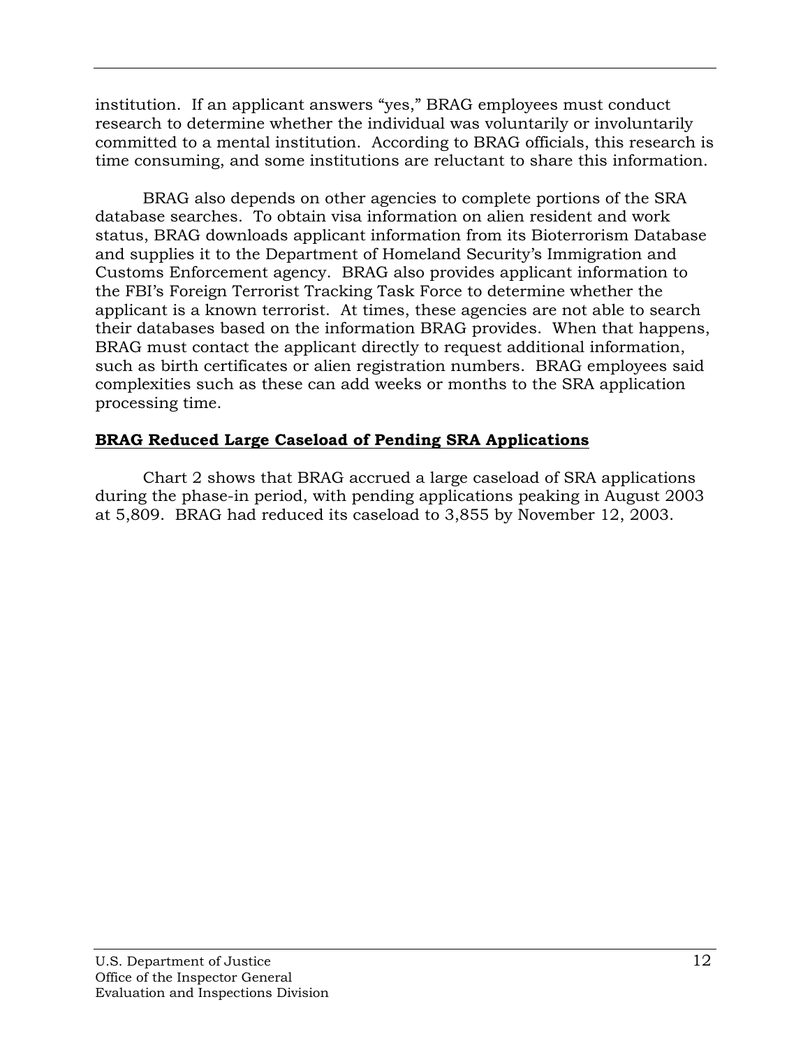institution. If an applicant answers "yes," BRAG employees must conduct research to determine whether the individual was voluntarily or involuntarily committed to a mental institution. According to BRAG officials, this research is time consuming, and some institutions are reluctant to share this information.

BRAG also depends on other agencies to complete portions of the SRA database searches. To obtain visa information on alien resident and work status, BRAG downloads applicant information from its Bioterrorism Database and supplies it to the Department of Homeland Security's Immigration and Customs Enforcement agency. BRAG also provides applicant information to the FBI's Foreign Terrorist Tracking Task Force to determine whether the applicant is a known terrorist. At times, these agencies are not able to search their databases based on the information BRAG provides. When that happens, BRAG must contact the applicant directly to request additional information, such as birth certificates or alien registration numbers. BRAG employees said complexities such as these can add weeks or months to the SRA application processing time.

**BRAG Reduced Large Caseload of Pending SRA Applications**

Chart 2 shows that BRAG accrued a large caseload of SRA applications during the phase-in period, with pending applications peaking in August 2003 at 5,809. BRAG had reduced its caseload to 3,855 by November 12, 2003.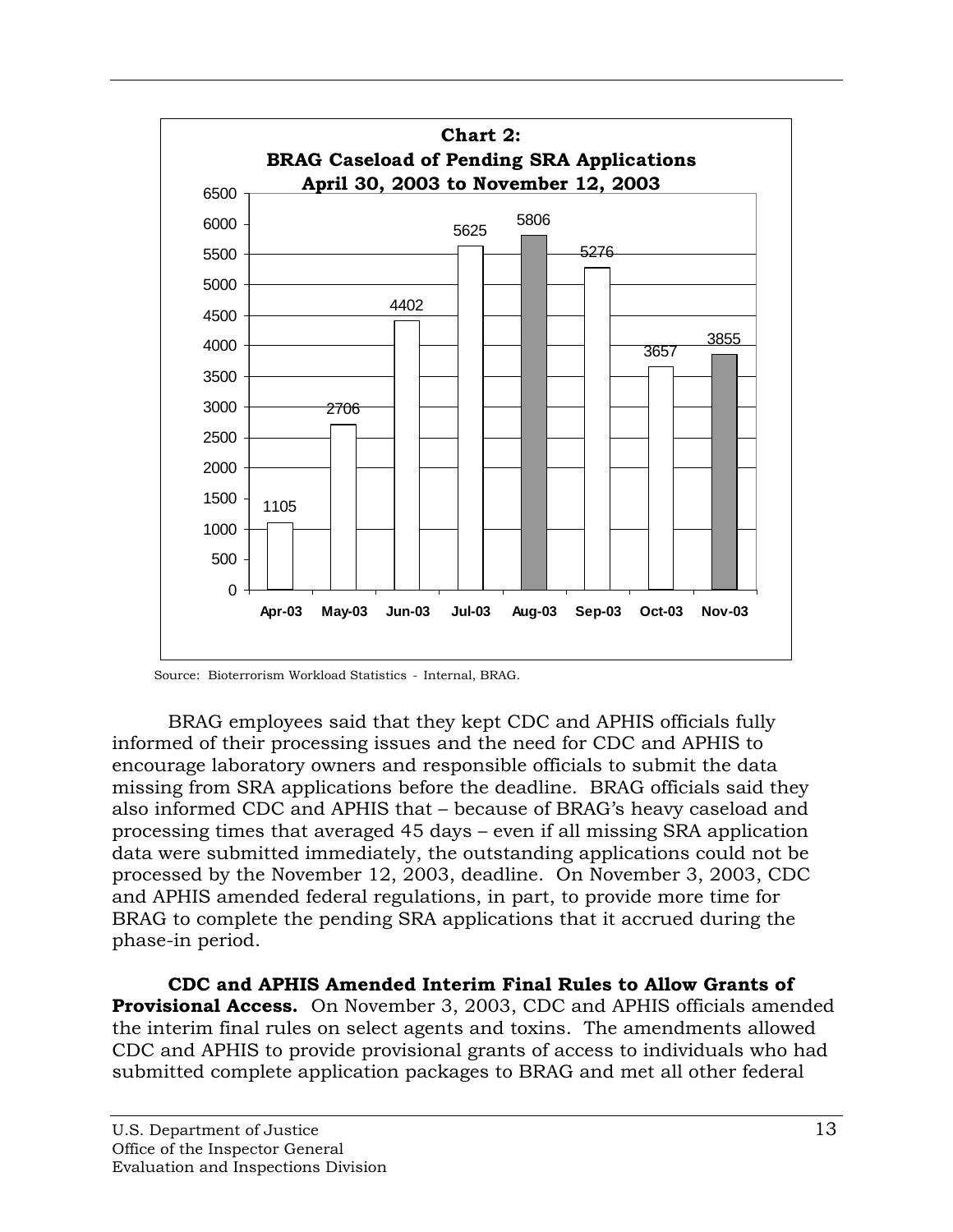**Chart 2: BRAG Caseload of Pending SRA Applications April 30, 2003 to November 12, 2003**

| Month | Pending SRA Applications |
|---|---|
| Apr-03 | 1105 |
| May-03 | 2706 |
| Jun-03 | 4402 |
| Jul-03 | 5625 |
| Aug-03 | 5806 |
| Sep-03 | 5276 |
| Oct-03 | 3657 |
| Nov-03 | 3855 |

Source: Bioterrorism Workload Statistics - Internal, BRAG.

BRAG employees said that they kept CDC and APHIS officials fully informed of their processing issues and the need for CDC and APHIS to encourage laboratory owners and responsible officials to submit the data missing from SRA applications before the deadline. BRAG officials said they also informed CDC and APHIS that – because of BRAG's heavy caseload and processing times that averaged 45 days – even if all missing SRA application data were submitted immediately, the outstanding applications could not be processed by the November 12, 2003, deadline. On November 3, 2003, CDC and APHIS amended federal regulations, in part, to provide more time for BRAG to complete the pending SRA applications that it accrued during the phase-in period.

**CDC and APHIS Amended Interim Final Rules to Allow Grants of Provisional Access.** On November 3, 2003, CDC and APHIS officials amended the interim final rules on select agents and toxins. The amendments allowed CDC and APHIS to provide provisional grants of access to individuals who had submitted complete application packages to BRAG and met all other federal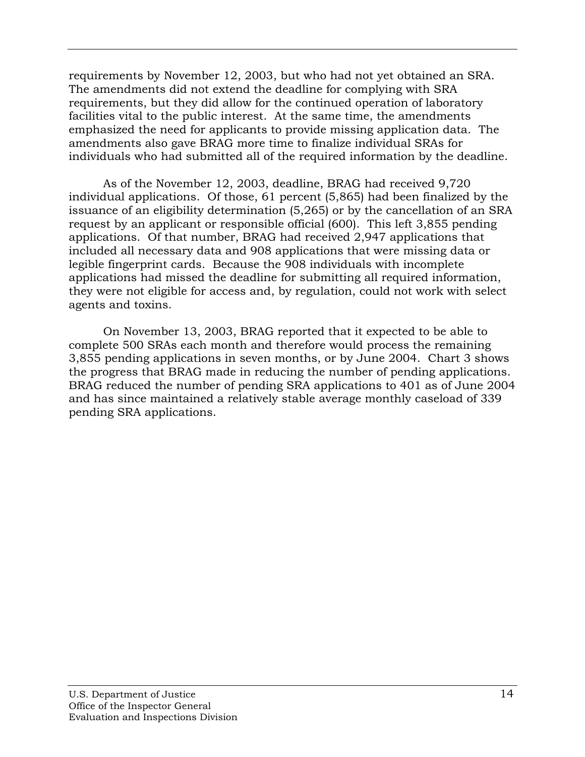requirements by November 12, 2003, but who had not yet obtained an SRA. The amendments did not extend the deadline for complying with SRA requirements, but they did allow for the continued operation of laboratory facilities vital to the public interest. At the same time, the amendments emphasized the need for applicants to provide missing application data. The amendments also gave BRAG more time to finalize individual SRAs for individuals who had submitted all of the required information by the deadline.

As of the November 12, 2003, deadline, BRAG had received 9,720 individual applications. Of those, 61 percent (5,865) had been finalized by the issuance of an eligibility determination (5,265) or by the cancellation of an SRA request by an applicant or responsible official (600). This left 3,855 pending applications. Of that number, BRAG had received 2,947 applications that included all necessary data and 908 applications that were missing data or legible fingerprint cards. Because the 908 individuals with incomplete applications had missed the deadline for submitting all required information, they were not eligible for access and, by regulation, could not work with select agents and toxins.

On November 13, 2003, BRAG reported that it expected to be able to complete 500 SRAs each month and therefore would process the remaining 3,855 pending applications in seven months, or by June 2004. Chart 3 shows the progress that BRAG made in reducing the number of pending applications. BRAG reduced the number of pending SRA applications to 401 as of June 2004 and has since maintained a relatively stable average monthly caseload of 339 pending SRA applications.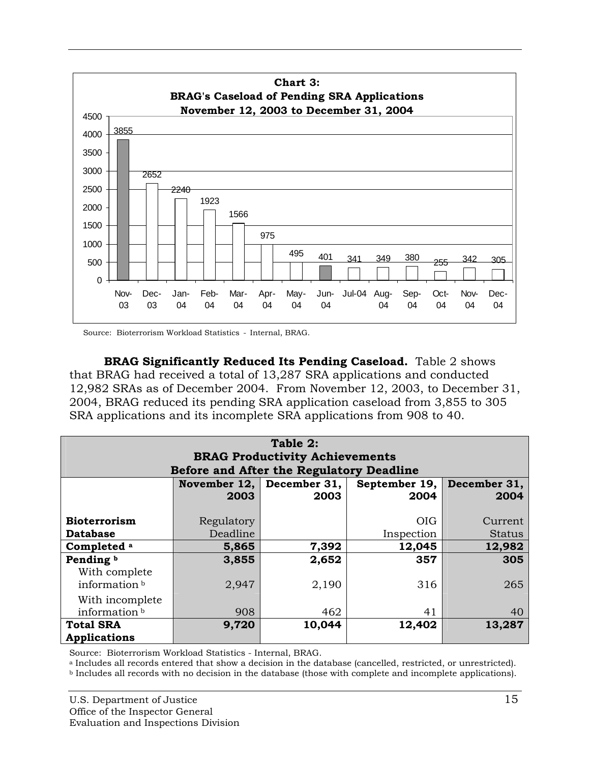**Chart 3:**
**BRAG's Caseload of Pending SRA Applications**
**November 12, 2003 to December 31, 2004**

| Month | Pending SRA Applications |
|---|---|
| Nov-03 | 3855 |
| Dec-03 | 2652 |
| Jan-04 | 2240 |
| Feb-04 | 1923 |
| Mar-04 | 1566 |
| Apr-04 | 975 |
| May-04 | 495 |
| Jun-04 | 401 |
| Jul-04 | 341 |
| Aug-04 | 349 |
| Sep-04 | 380 |
| Oct-04 | 255 |
| Nov-04 | 342 |
| Dec-04 | 305 |

Source: Bioterrorism Workload Statistics - Internal, BRAG.

**BRAG Significantly Reduced Its Pending Caseload.** Table 2 shows that BRAG had received a total of 13,287 SRA applications and conducted 12,982 SRAs as of December 2004. From November 12, 2003, to December 31, 2004, BRAG reduced its pending SRA application caseload from 3,855 to 305 SRA applications and its incomplete SRA applications from 908 to 40.

**Table 2:**
**BRAG Productivity Achievements**
**Before and After the Regulatory Deadline**

| Bioterrorism Database | November 12, 2003<br>Regulatory Deadline | December 31, 2003 | September 19, 2004<br>OIG Inspection | December 31, 2004<br>Current Status |
|---|---|---|---|---|
| **Completed [a]** | **5,865** | **7,392** | **12,045** | **12,982** |
| **Pending [b]** | **3,855** | **2,652** | **357** | **305** |
| With complete information [b] | 2,947 | 2,190 | 316 | 265 |
| With incomplete information [b] | 908 | 462 | 41 | 40 |
| **Total SRA Applications** | **9,720** | **10,044** | **12,402** | **13,287** |

Source: Bioterrorism Workload Statistics - Internal, BRAG.

[a] Includes all records entered that show a decision in the database (cancelled, restricted, or unrestricted).

[b] Includes all records with no decision in the database (those with complete and incomplete applications).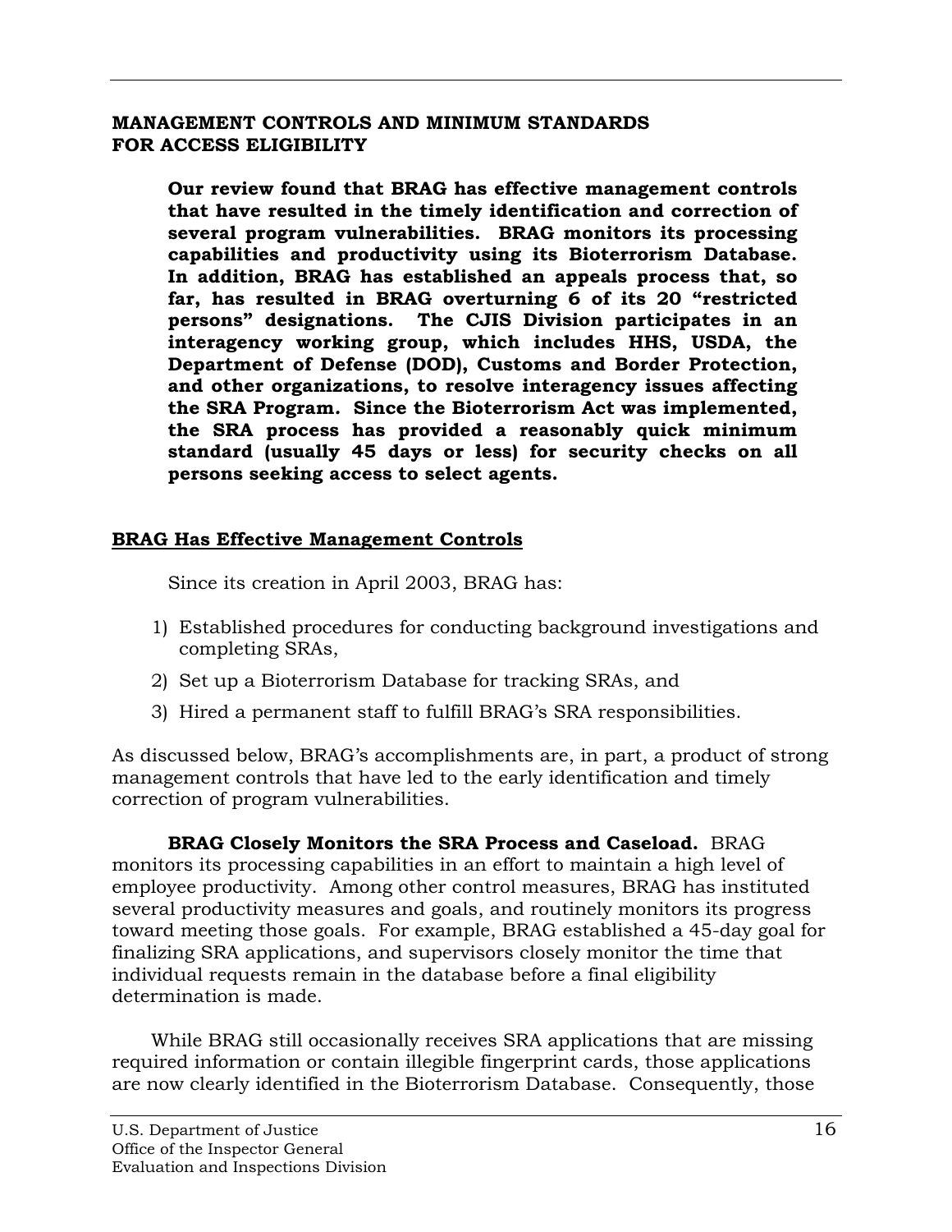## MANAGEMENT CONTROLS AND MINIMUM STANDARDS FOR ACCESS ELIGIBILITY

> **Our review found that BRAG has effective management controls that have resulted in the timely identification and correction of several program vulnerabilities. BRAG monitors its processing capabilities and productivity using its Bioterrorism Database. In addition, BRAG has established an appeals process that, so far, has resulted in BRAG overturning 6 of its 20 "restricted persons" designations. The CJIS Division participates in an interagency working group, which includes HHS, USDA, the Department of Defense (DOD), Customs and Border Protection, and other organizations, to resolve interagency issues affecting the SRA Program. Since the Bioterrorism Act was implemented, the SRA process has provided a reasonably quick minimum standard (usually 45 days or less) for security checks on all persons seeking access to select agents.**

### BRAG Has Effective Management Controls

Since its creation in April 2003, BRAG has:

1) Established procedures for conducting background investigations and completing SRAs,
2) Set up a Bioterrorism Database for tracking SRAs, and
3) Hired a permanent staff to fulfill BRAG's SRA responsibilities.

As discussed below, BRAG's accomplishments are, in part, a product of strong management controls that have led to the early identification and timely correction of program vulnerabilities.

**BRAG Closely Monitors the SRA Process and Caseload.** BRAG monitors its processing capabilities in an effort to maintain a high level of employee productivity. Among other control measures, BRAG has instituted several productivity measures and goals, and routinely monitors its progress toward meeting those goals. For example, BRAG established a 45-day goal for finalizing SRA applications, and supervisors closely monitor the time that individual requests remain in the database before a final eligibility determination is made.

While BRAG still occasionally receives SRA applications that are missing required information or contain illegible fingerprint cards, those applications are now clearly identified in the Bioterrorism Database. Consequently, those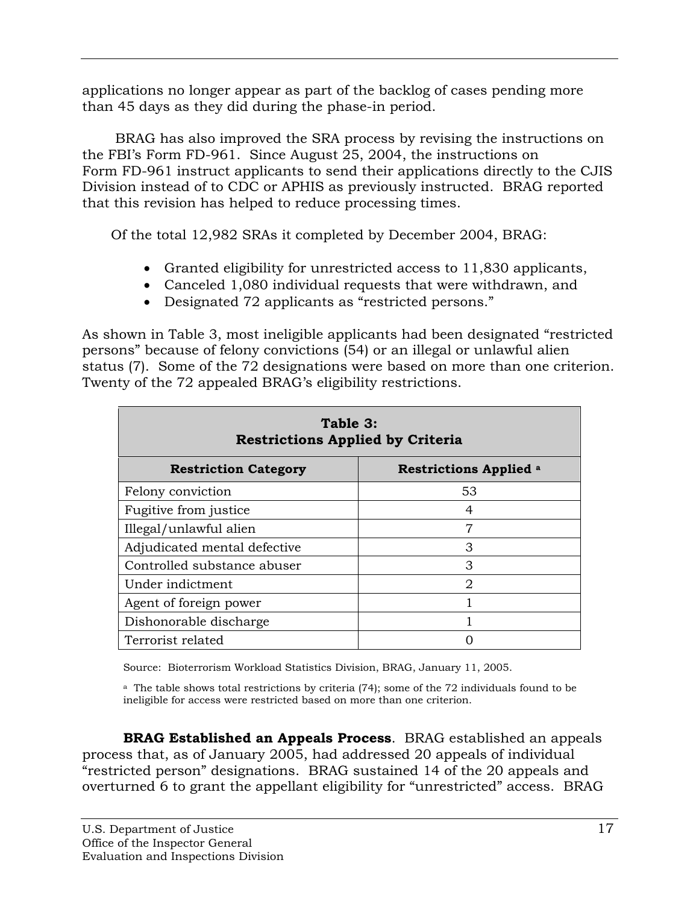applications no longer appear as part of the backlog of cases pending more than 45 days as they did during the phase-in period.

BRAG has also improved the SRA process by revising the instructions on the FBI's Form FD-961. Since August 25, 2004, the instructions on Form FD-961 instruct applicants to send their applications directly to the CJIS Division instead of to CDC or APHIS as previously instructed. BRAG reported that this revision has helped to reduce processing times.

Of the total 12,982 SRAs it completed by December 2004, BRAG:

- Granted eligibility for unrestricted access to 11,830 applicants,
- Canceled 1,080 individual requests that were withdrawn, and
- Designated 72 applicants as "restricted persons."

As shown in Table 3, most ineligible applicants had been designated "restricted persons" because of felony convictions (54) or an illegal or unlawful alien status (7). Some of the 72 designations were based on more than one criterion. Twenty of the 72 appealed BRAG's eligibility restrictions.

**Table 3: Restrictions Applied by Criteria**

| Restriction Category | Restrictions Applied [a] |
|---|---|
| Felony conviction | 53 |
| Fugitive from justice | 4 |
| Illegal/unlawful alien | 7 |
| Adjudicated mental defective | 3 |
| Controlled substance abuser | 3 |
| Under indictment | 2 |
| Agent of foreign power | 1 |
| Dishonorable discharge | 1 |
| Terrorist related | 0 |

Source: Bioterrorism Workload Statistics Division, BRAG, January 11, 2005.

[a] The table shows total restrictions by criteria (74); some of the 72 individuals found to be ineligible for access were restricted based on more than one criterion.

**BRAG Established an Appeals Process**. BRAG established an appeals process that, as of January 2005, had addressed 20 appeals of individual "restricted person" designations. BRAG sustained 14 of the 20 appeals and overturned 6 to grant the appellant eligibility for "unrestricted" access. BRAG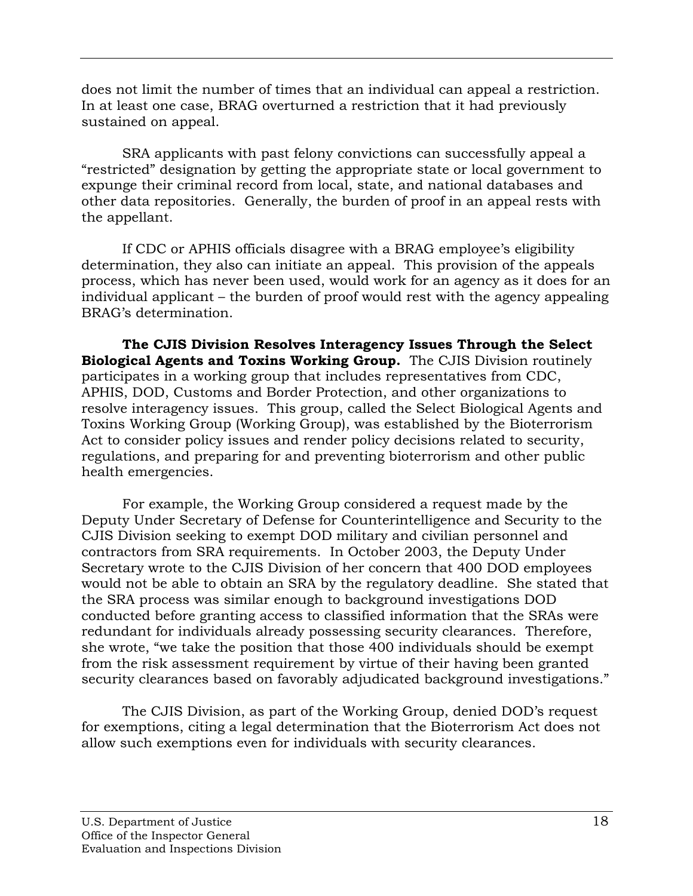does not limit the number of times that an individual can appeal a restriction. In at least one case, BRAG overturned a restriction that it had previously sustained on appeal.

SRA applicants with past felony convictions can successfully appeal a "restricted" designation by getting the appropriate state or local government to expunge their criminal record from local, state, and national databases and other data repositories. Generally, the burden of proof in an appeal rests with the appellant.

If CDC or APHIS officials disagree with a BRAG employee's eligibility determination, they also can initiate an appeal. This provision of the appeals process, which has never been used, would work for an agency as it does for an individual applicant – the burden of proof would rest with the agency appealing BRAG's determination.

**The CJIS Division Resolves Interagency Issues Through the Select Biological Agents and Toxins Working Group.** The CJIS Division routinely participates in a working group that includes representatives from CDC, APHIS, DOD, Customs and Border Protection, and other organizations to resolve interagency issues. This group, called the Select Biological Agents and Toxins Working Group (Working Group), was established by the Bioterrorism Act to consider policy issues and render policy decisions related to security, regulations, and preparing for and preventing bioterrorism and other public health emergencies.

For example, the Working Group considered a request made by the Deputy Under Secretary of Defense for Counterintelligence and Security to the CJIS Division seeking to exempt DOD military and civilian personnel and contractors from SRA requirements. In October 2003, the Deputy Under Secretary wrote to the CJIS Division of her concern that 400 DOD employees would not be able to obtain an SRA by the regulatory deadline. She stated that the SRA process was similar enough to background investigations DOD conducted before granting access to classified information that the SRAs were redundant for individuals already possessing security clearances. Therefore, she wrote, "we take the position that those 400 individuals should be exempt from the risk assessment requirement by virtue of their having been granted security clearances based on favorably adjudicated background investigations."

The CJIS Division, as part of the Working Group, denied DOD's request for exemptions, citing a legal determination that the Bioterrorism Act does not allow such exemptions even for individuals with security clearances.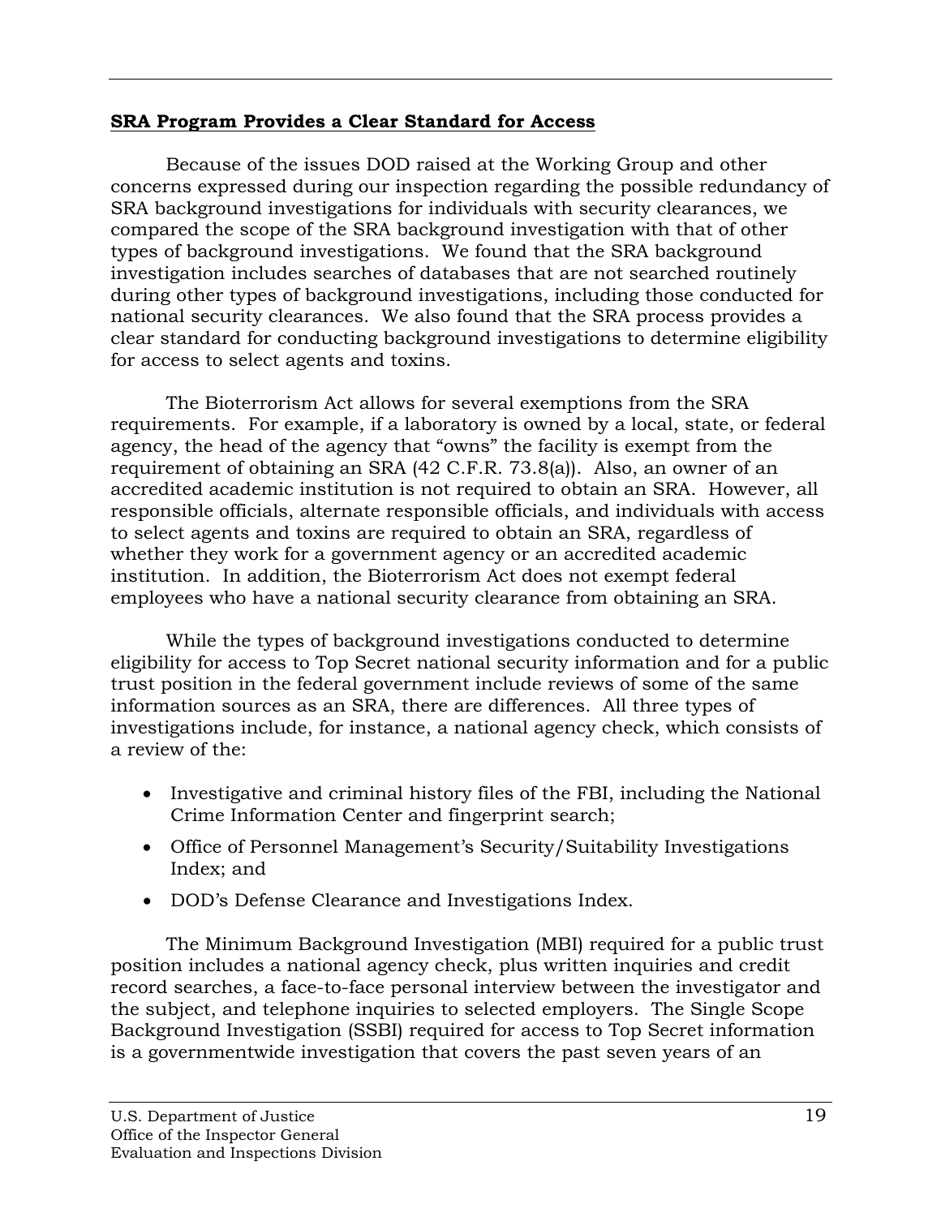**SRA Program Provides a Clear Standard for Access**

Because of the issues DOD raised at the Working Group and other concerns expressed during our inspection regarding the possible redundancy of SRA background investigations for individuals with security clearances, we compared the scope of the SRA background investigation with that of other types of background investigations. We found that the SRA background investigation includes searches of databases that are not searched routinely during other types of background investigations, including those conducted for national security clearances. We also found that the SRA process provides a clear standard for conducting background investigations to determine eligibility for access to select agents and toxins.

The Bioterrorism Act allows for several exemptions from the SRA requirements. For example, if a laboratory is owned by a local, state, or federal agency, the head of the agency that "owns" the facility is exempt from the requirement of obtaining an SRA (42 C.F.R. 73.8(a)). Also, an owner of an accredited academic institution is not required to obtain an SRA. However, all responsible officials, alternate responsible officials, and individuals with access to select agents and toxins are required to obtain an SRA, regardless of whether they work for a government agency or an accredited academic institution. In addition, the Bioterrorism Act does not exempt federal employees who have a national security clearance from obtaining an SRA.

While the types of background investigations conducted to determine eligibility for access to Top Secret national security information and for a public trust position in the federal government include reviews of some of the same information sources as an SRA, there are differences. All three types of investigations include, for instance, a national agency check, which consists of a review of the:

- Investigative and criminal history files of the FBI, including the National Crime Information Center and fingerprint search;
- Office of Personnel Management's Security/Suitability Investigations Index; and
- DOD's Defense Clearance and Investigations Index.

The Minimum Background Investigation (MBI) required for a public trust position includes a national agency check, plus written inquiries and credit record searches, a face-to-face personal interview between the investigator and the subject, and telephone inquiries to selected employers. The Single Scope Background Investigation (SSBI) required for access to Top Secret information is a governmentwide investigation that covers the past seven years of an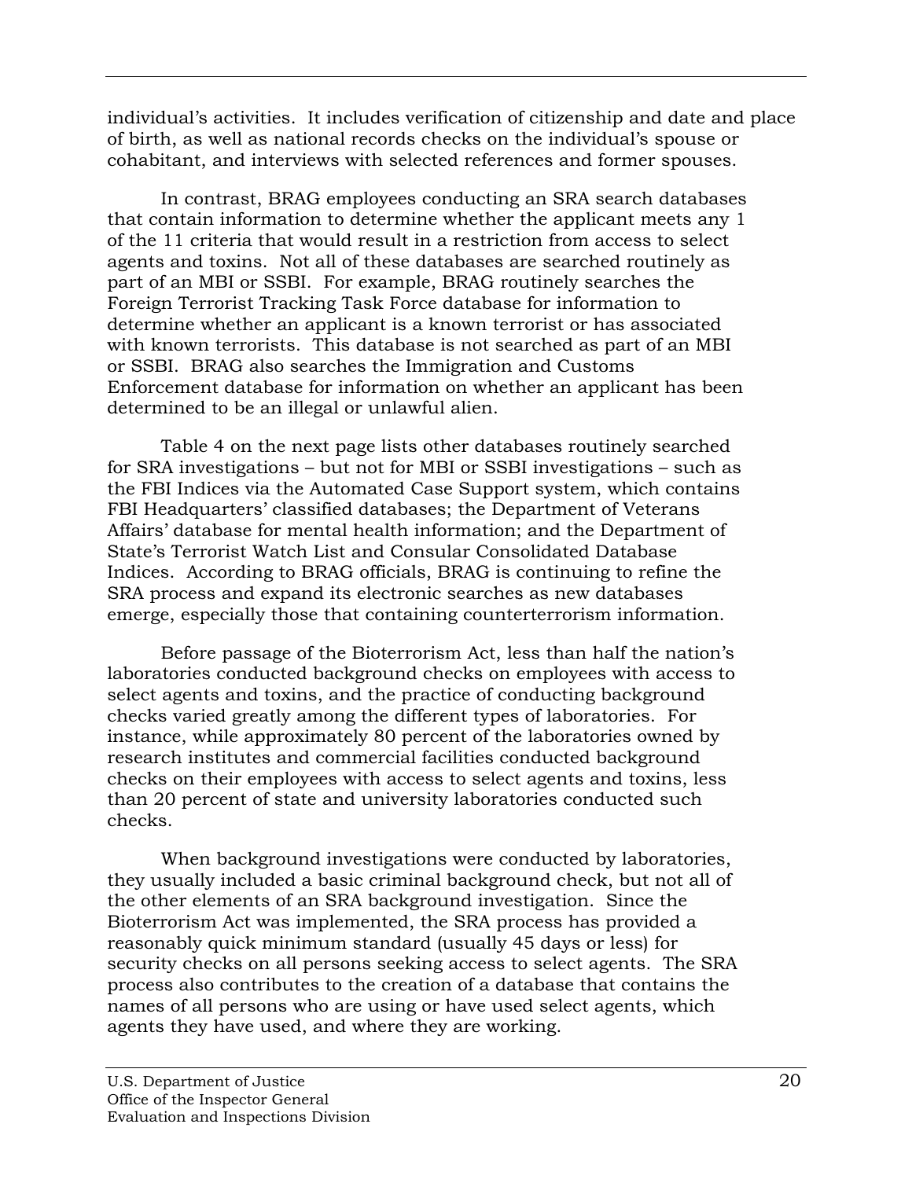individual's activities. It includes verification of citizenship and date and place of birth, as well as national records checks on the individual's spouse or cohabitant, and interviews with selected references and former spouses.

In contrast, BRAG employees conducting an SRA search databases that contain information to determine whether the applicant meets any 1 of the 11 criteria that would result in a restriction from access to select agents and toxins. Not all of these databases are searched routinely as part of an MBI or SSBI. For example, BRAG routinely searches the Foreign Terrorist Tracking Task Force database for information to determine whether an applicant is a known terrorist or has associated with known terrorists. This database is not searched as part of an MBI or SSBI. BRAG also searches the Immigration and Customs Enforcement database for information on whether an applicant has been determined to be an illegal or unlawful alien.

Table 4 on the next page lists other databases routinely searched for SRA investigations – but not for MBI or SSBI investigations – such as the FBI Indices via the Automated Case Support system, which contains FBI Headquarters' classified databases; the Department of Veterans Affairs' database for mental health information; and the Department of State's Terrorist Watch List and Consular Consolidated Database Indices. According to BRAG officials, BRAG is continuing to refine the SRA process and expand its electronic searches as new databases emerge, especially those that containing counterterrorism information.

Before passage of the Bioterrorism Act, less than half the nation's laboratories conducted background checks on employees with access to select agents and toxins, and the practice of conducting background checks varied greatly among the different types of laboratories. For instance, while approximately 80 percent of the laboratories owned by research institutes and commercial facilities conducted background checks on their employees with access to select agents and toxins, less than 20 percent of state and university laboratories conducted such checks.

When background investigations were conducted by laboratories, they usually included a basic criminal background check, but not all of the other elements of an SRA background investigation. Since the Bioterrorism Act was implemented, the SRA process has provided a reasonably quick minimum standard (usually 45 days or less) for security checks on all persons seeking access to select agents. The SRA process also contributes to the creation of a database that contains the names of all persons who are using or have used select agents, which agents they have used, and where they are working.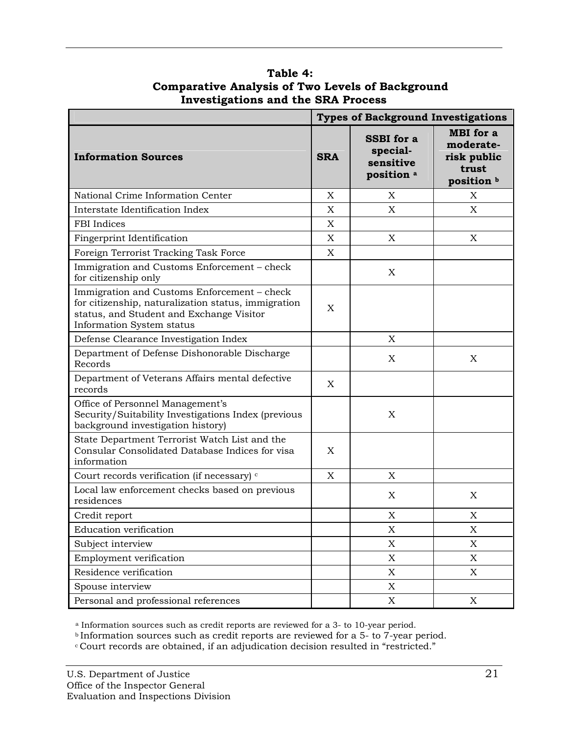**Table 4:
Comparative Analysis of Two Levels of Background Investigations and the SRA Process**

| | Types of Background Investigations | | |
|---|---|---|---|
| **Information Sources** | **SRA** | **SSBI for a special-sensitive position** [a] | **MBI for a moderate-risk public trust position** [b] |
| National Crime Information Center | X | X | X |
| Interstate Identification Index | X | X | X |
| FBI Indices | X | | |
| Fingerprint Identification | X | X | X |
| Foreign Terrorist Tracking Task Force | X | | |
| Immigration and Customs Enforcement – check for citizenship only | | X | |
| Immigration and Customs Enforcement – check for citizenship, naturalization status, immigration status, and Student and Exchange Visitor Information System status | X | | |
| Defense Clearance Investigation Index | | X | |
| Department of Defense Dishonorable Discharge Records | | X | X |
| Department of Veterans Affairs mental defective records | X | | |
| Office of Personnel Management's Security/Suitability Investigations Index (previous background investigation history) | | X | |
| State Department Terrorist Watch List and the Consular Consolidated Database Indices for visa information | X | | |
| Court records verification (if necessary) [c] | X | X | |
| Local law enforcement checks based on previous residences | | X | X |
| Credit report | | X | X |
| Education verification | | X | X |
| Subject interview | | X | X |
| Employment verification | | X | X |
| Residence verification | | X | X |
| Spouse interview | | X | |
| Personal and professional references | | X | X |

[a] Information sources such as credit reports are reviewed for a 3- to 10-year period.
[b] Information sources such as credit reports are reviewed for a 5- to 7-year period.
[c] Court records are obtained, if an adjudication decision resulted in "restricted."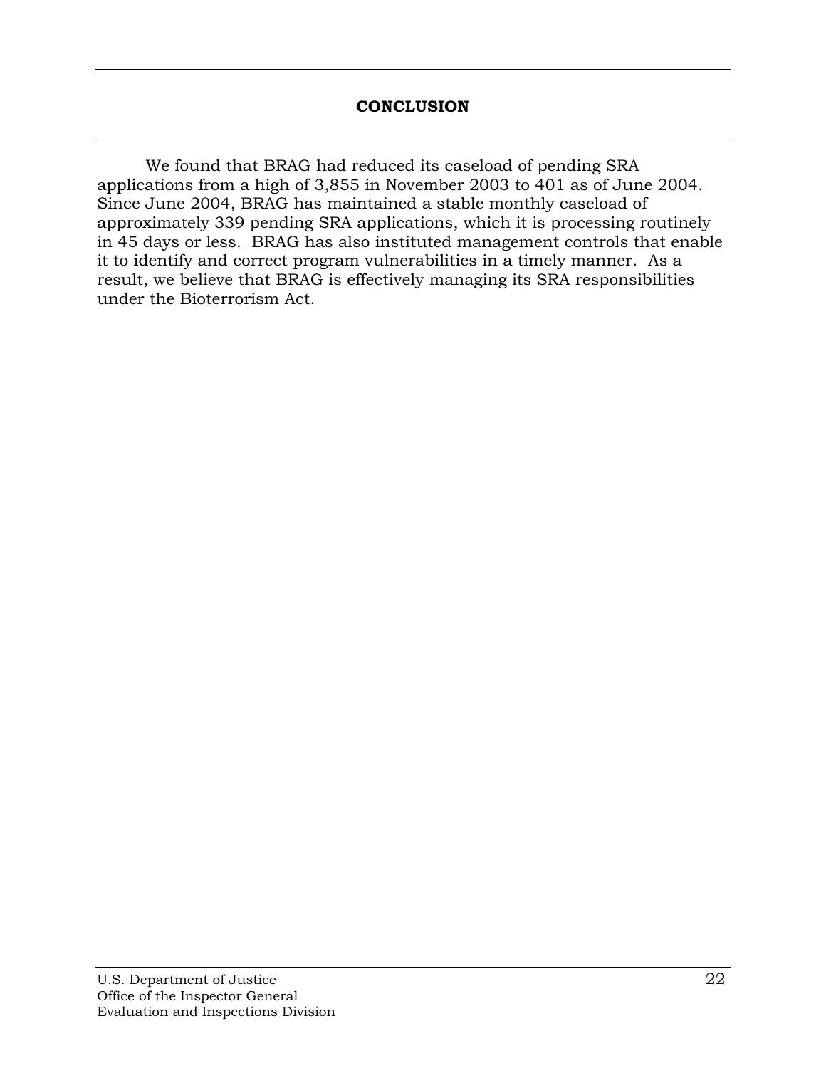## CONCLUSION

We found that BRAG had reduced its caseload of pending SRA applications from a high of 3,855 in November 2003 to 401 as of June 2004. Since June 2004, BRAG has maintained a stable monthly caseload of approximately 339 pending SRA applications, which it is processing routinely in 45 days or less. BRAG has also instituted management controls that enable it to identify and correct program vulnerabilities in a timely manner. As a result, we believe that BRAG is effectively managing its SRA responsibilities under the Bioterrorism Act.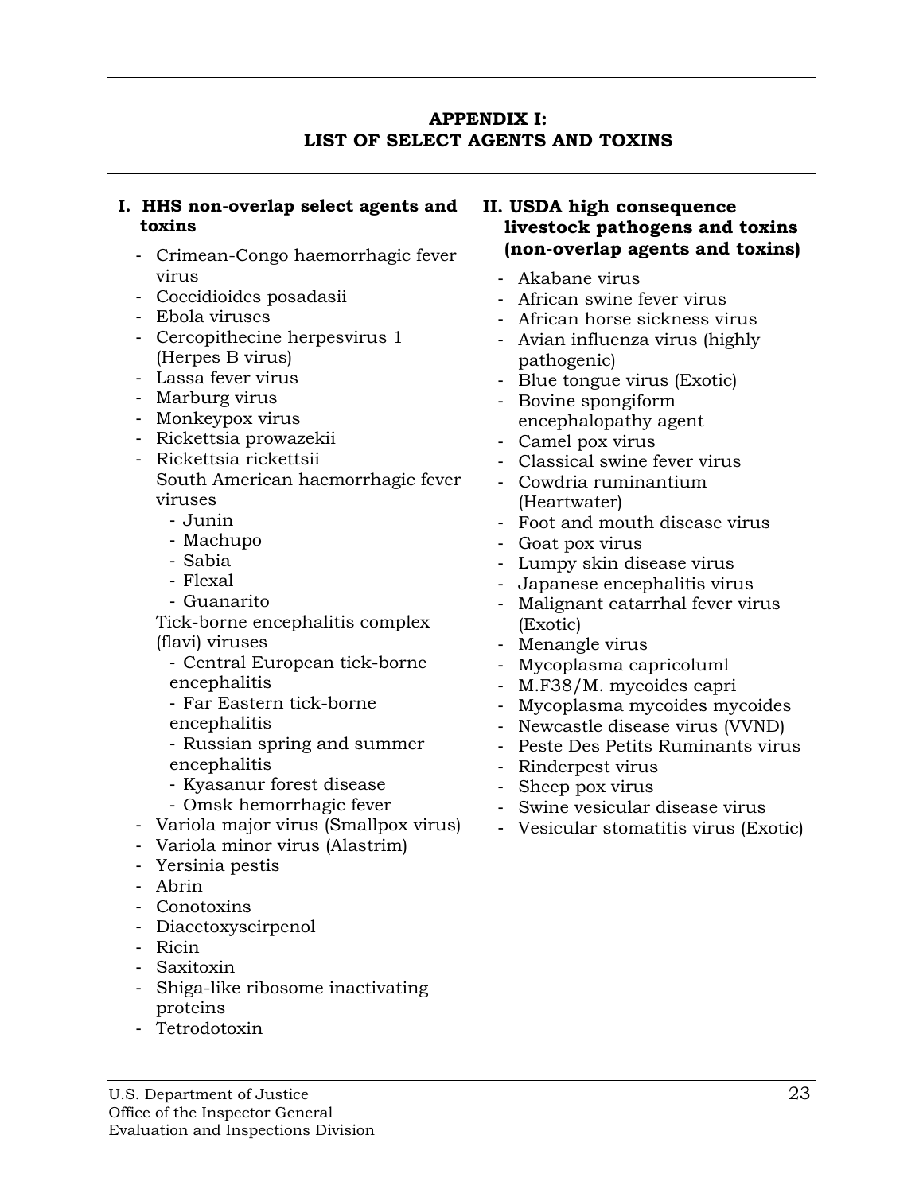## APPENDIX I: LIST OF SELECT AGENTS AND TOXINS

### I. HHS non-overlap select agents and toxins

- Crimean-Congo haemorrhagic fever virus
- Coccidioides posadasii
- Ebola viruses
- Cercopithecine herpesvirus 1 (Herpes B virus)
- Lassa fever virus
- Marburg virus
- Monkeypox virus
- Rickettsia prowazekii
- Rickettsia rickettsii

  South American haemorrhagic fever viruses
  - Junin
  - Machupo
  - Sabia
  - Flexal
  - Guanarito

  Tick-borne encephalitis complex (flavi) viruses
  - Central European tick-borne encephalitis
  - Far Eastern tick-borne encephalitis
  - Russian spring and summer encephalitis
  - Kyasanur forest disease
  - Omsk hemorrhagic fever
- Variola major virus (Smallpox virus)
- Variola minor virus (Alastrim)
- Yersinia pestis
- Abrin
- Conotoxins
- Diacetoxyscirpenol
- Ricin
- Saxitoxin
- Shiga-like ribosome inactivating proteins
- Tetrodotoxin

### II. USDA high consequence livestock pathogens and toxins (non-overlap agents and toxins)

- Akabane virus
- African swine fever virus
- African horse sickness virus
- Avian influenza virus (highly pathogenic)
- Blue tongue virus (Exotic)
- Bovine spongiform encephalopathy agent
- Camel pox virus
- Classical swine fever virus
- Cowdria ruminantium (Heartwater)
- Foot and mouth disease virus
- Goat pox virus
- Lumpy skin disease virus
- Japanese encephalitis virus
- Malignant catarrhal fever virus (Exotic)
- Menangle virus
- Mycoplasma capricoluml
- M.F38/M. mycoides capri
- Mycoplasma mycoides mycoides
- Newcastle disease virus (VVND)
- Peste Des Petits Ruminants virus
- Rinderpest virus
- Sheep pox virus
- Swine vesicular disease virus
- Vesicular stomatitis virus (Exotic)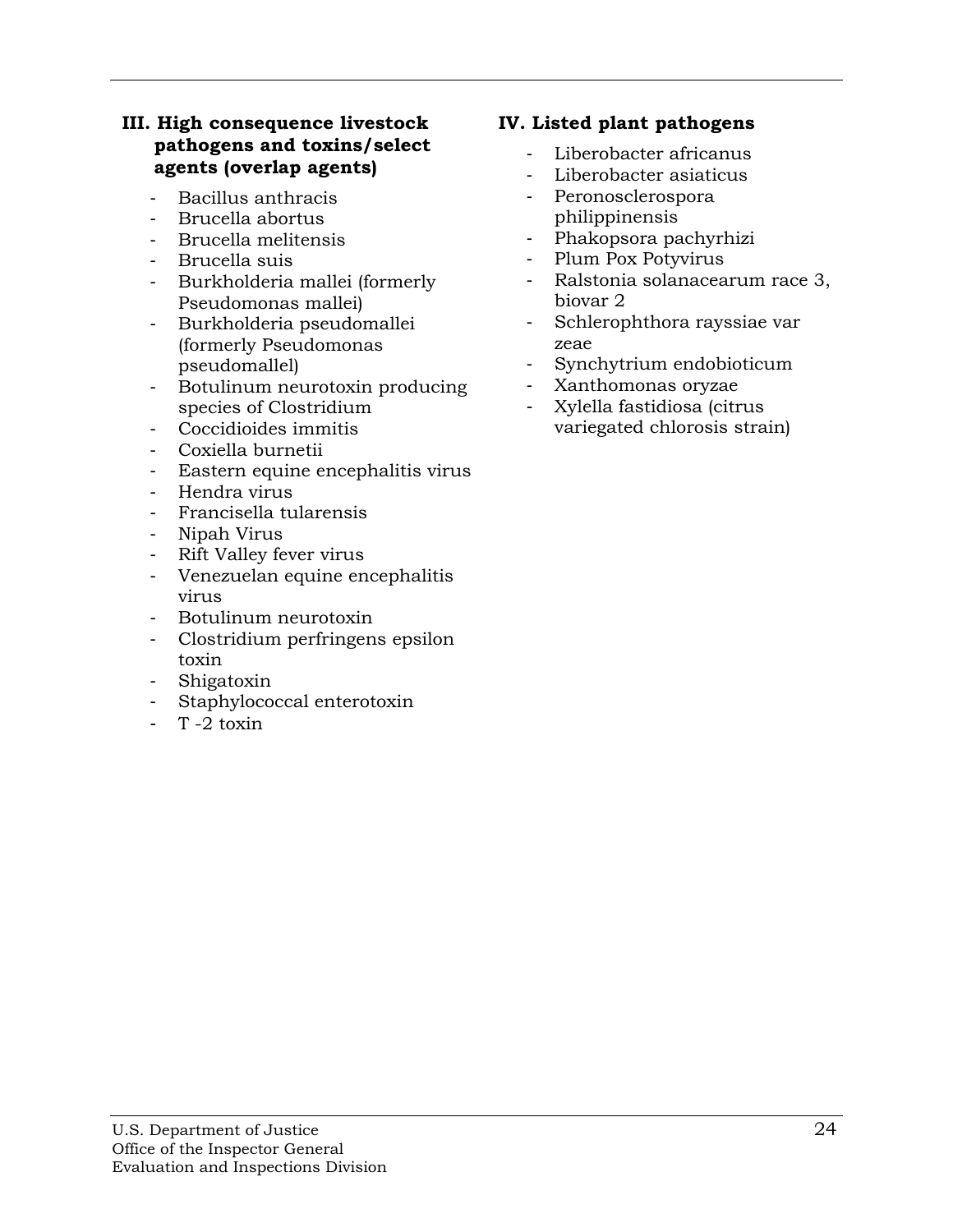### III. High consequence livestock pathogens and toxins/select agents (overlap agents)

- Bacillus anthracis
- Brucella abortus
- Brucella melitensis
- Brucella suis
- Burkholderia mallei (formerly Pseudomonas mallei)
- Burkholderia pseudomallei (formerly Pseudomonas pseudomallel)
- Botulinum neurotoxin producing species of Clostridium
- Coccidioides immitis
- Coxiella burnetii
- Eastern equine encephalitis virus
- Hendra virus
- Francisella tularensis
- Nipah Virus
- Rift Valley fever virus
- Venezuelan equine encephalitis virus
- Botulinum neurotoxin
- Clostridium perfringens epsilon toxin
- Shigatoxin
- Staphylococcal enterotoxin
- T -2 toxin

### IV. Listed plant pathogens

- Liberobacter africanus
- Liberobacter asiaticus
- Peronosclerospora philippinensis
- Phakopsora pachyrhizi
- Plum Pox Potyvirus
- Ralstonia solanacearum race 3, biovar 2
- Schlerophthora rayssiae var zeae
- Synchytrium endobioticum
- Xanthomonas oryzae
- Xylella fastidiosa (citrus variegated chlorosis strain)